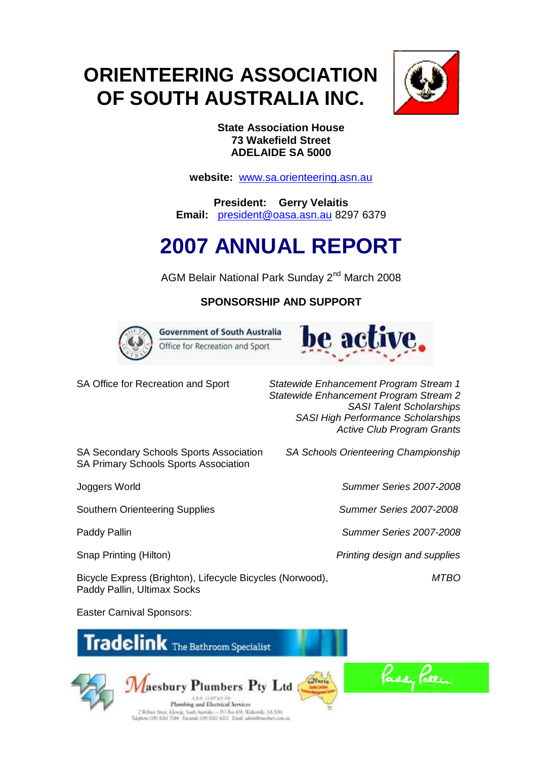# ORIENTEERING ASSOCIATION OF SOUTH AUSTRALIA INC.

**State Association House**
**73 Wakefield Street**
**ADELAIDE SA 5000**

**website:** www.sa.orienteering.asn.au

**President: Gerry Velaitis**
**Email:** president@oasa.asn.au 8297 6379

# 2007 ANNUAL REPORT

AGM Belair National Park Sunday 2nd March 2008

## SPONSORSHIP AND SUPPORT

| Sponsor | Support |
|---|---|
| SA Office for Recreation and Sport | *Statewide Enhancement Program Stream 1*<br>*Statewide Enhancement Program Stream 2*<br>*SASI Talent Scholarships*<br>*SASI High Performance Scholarships*<br>*Active Club Program Grants* |
| SA Secondary Schools Sports Association<br>SA Primary Schools Sports Association | *SA Schools Orienteering Championship* |
| Joggers World | *Summer Series 2007-2008* |
| Southern Orienteering Supplies | *Summer Series 2007-2008* |
| Paddy Pallin | *Summer Series 2007-2008* |
| Snap Printing (Hilton) | *Printing design and supplies* |
| Bicycle Express (Brighton), Lifecycle Bicycles (Norwood), Paddy Pallin, Ultimax Socks | *MTBO* |

Easter Carnival Sponsors: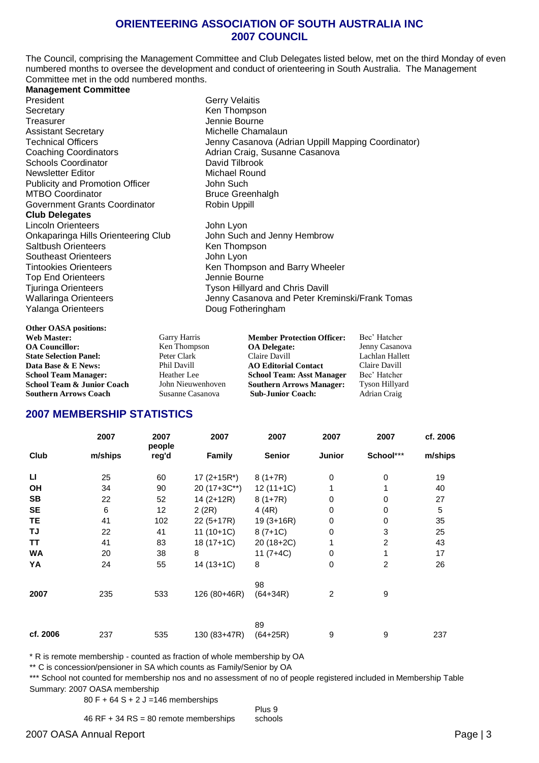# ORIENTEERING ASSOCIATION OF SOUTH AUSTRALIA INC
# 2007 COUNCIL

The Council, comprising the Management Committee and Club Delegates listed below, met on the third Monday of even numbered months to oversee the development and conduct of orienteering in South Australia. The Management Committee met in the odd numbered months.

**Management Committee**

| | |
|---|---|
| President | Gerry Velaitis |
| Secretary | Ken Thompson |
| Treasurer | Jennie Bourne |
| Assistant Secretary | Michelle Chamalaun |
| Technical Officers | Jenny Casanova (Adrian Uppill Mapping Coordinator) |
| Coaching Coordinators | Adrian Craig, Susanne Casanova |
| Schools Coordinator | David Tilbrook |
| Newsletter Editor | Michael Round |
| Publicity and Promotion Officer | John Such |
| MTBO Coordinator | Bruce Greenhalgh |
| Government Grants Coordinator | Robin Uppill |

**Club Delegates**

| | |
|---|---|
| Lincoln Orienteers | John Lyon |
| Onkaparinga Hills Orienteering Club | John Such and Jenny Hembrow |
| Saltbush Orienteers | Ken Thompson |
| Southeast Orienteers | John Lyon |
| Tintookies Orienteers | Ken Thompson and Barry Wheeler |
| Top End Orienteers | Jennie Bourne |
| Tjuringa Orienteers | Tyson Hillyard and Chris Davill |
| Wallaringa Orienteers | Jenny Casanova and Peter Kreminski/Frank Tomas |
| Yalanga Orienteers | Doug Fotheringham |

**Other OASA positions:**

| | | | |
|---|---|---|---|
| **Web Master:** | Garry Harris | **Member Protection Officer:** | Bec' Hatcher |
| **OA Councillor:** | Ken Thompson | **OA Delegate:** | Jenny Casanova |
| **State Selection Panel:** | Peter Clark | Claire Davill | Lachlan Hallett |
| **Data Base & E News:** | Phil Davill | **AO Editorial Contact** | Claire Davill |
| **School Team Manager:** | Heather Lee | **School Team: Asst Manager** | Bec' Hatcher |
| **School Team & Junior Coach** | John Nieuwenhoven | **Southern Arrows Manager:** | Tyson Hillyard |
| **Southern Arrows Coach** | Susanne Casanova | **Sub-Junior Coach:** | Adrian Craig |

## 2007 MEMBERSHIP STATISTICS

| Club | 2007 m/ships | 2007 people reg'd | 2007 Family | 2007 Senior | 2007 Junior | 2007 School*** | cf. 2006 m/ships |
|---|---|---|---|---|---|---|---|
| LI | 25 | 60 | 17 (2+15R*) | 8 (1+7R) | 0 | 0 | 19 |
| OH | 34 | 90 | 20 (17+3C**) | 12 (11+1C) | 1 | 1 | 40 |
| SB | 22 | 52 | 14 (2+12R) | 8 (1+7R) | 0 | 0 | 27 |
| SE | 6 | 12 | 2 (2R) | 4 (4R) | 0 | 0 | 5 |
| TE | 41 | 102 | 22 (5+17R) | 19 (3+16R) | 0 | 0 | 35 |
| TJ | 22 | 41 | 11 (10+1C) | 8 (7+1C) | 0 | 3 | 25 |
| TT | 41 | 83 | 18 (17+1C) | 20 (18+2C) | 1 | 2 | 43 |
| WA | 20 | 38 | 8 | 11 (7+4C) | 0 | 1 | 17 |
| YA | 24 | 55 | 14 (13+1C) | 8 | 0 | 2 | 26 |
| 2007 | 235 | 533 | 126 (80+46R) | 98 (64+34R) | 2 | 9 | |
| cf. 2006 | 237 | 535 | 130 (83+47R) | 89 (64+25R) | 9 | 9 | 237 |

\* R is remote membership - counted as fraction of whole membership by OA

\*\* C is concession/pensioner in SA which counts as Family/Senior by OA

\*\*\* School not counted for membership nos and no assessment of no of people registered included in Membership Table

Summary: 2007 OASA membership

80 F + 64 S + 2 J =146 memberships

46 RF + 34 RS = 80 remote memberships    Plus 9 schools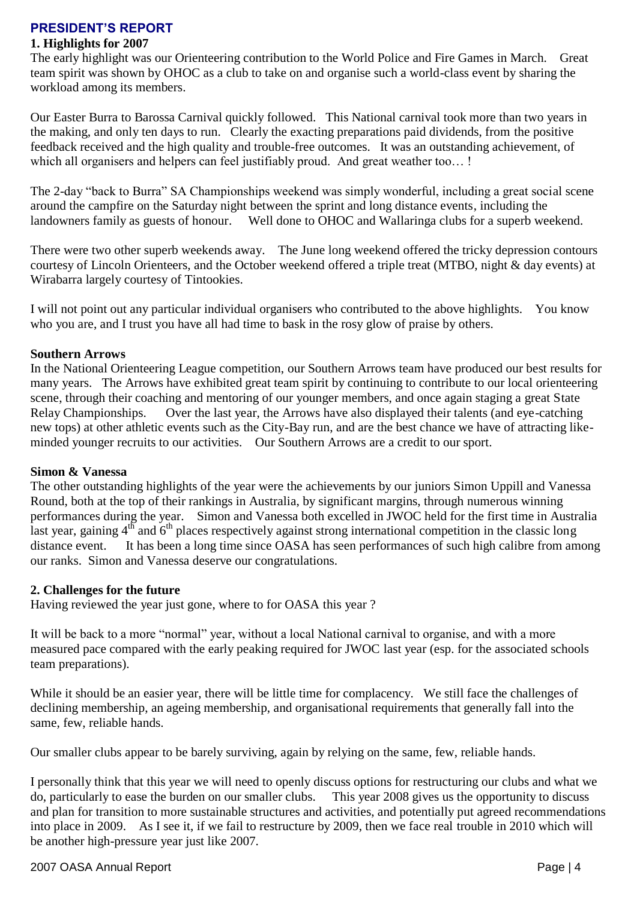## PRESIDENT'S REPORT

### 1. Highlights for 2007

The early highlight was our Orienteering contribution to the World Police and Fire Games in March. Great team spirit was shown by OHOC as a club to take on and organise such a world-class event by sharing the workload among its members.

Our Easter Burra to Barossa Carnival quickly followed. This National carnival took more than two years in the making, and only ten days to run. Clearly the exacting preparations paid dividends, from the positive feedback received and the high quality and trouble-free outcomes. It was an outstanding achievement, of which all organisers and helpers can feel justifiably proud. And great weather too… !

The 2-day "back to Burra" SA Championships weekend was simply wonderful, including a great social scene around the campfire on the Saturday night between the sprint and long distance events, including the landowners family as guests of honour. Well done to OHOC and Wallaringa clubs for a superb weekend.

There were two other superb weekends away. The June long weekend offered the tricky depression contours courtesy of Lincoln Orienteers, and the October weekend offered a triple treat (MTBO, night & day events) at Wirabarra largely courtesy of Tintookies.

I will not point out any particular individual organisers who contributed to the above highlights. You know who you are, and I trust you have all had time to bask in the rosy glow of praise by others.

**Southern Arrows**

In the National Orienteering League competition, our Southern Arrows team have produced our best results for many years. The Arrows have exhibited great team spirit by continuing to contribute to our local orienteering scene, through their coaching and mentoring of our younger members, and once again staging a great State Relay Championships. Over the last year, the Arrows have also displayed their talents (and eye-catching new tops) at other athletic events such as the City-Bay run, and are the best chance we have of attracting like-minded younger recruits to our activities. Our Southern Arrows are a credit to our sport.

**Simon & Vanessa**

The other outstanding highlights of the year were the achievements by our juniors Simon Uppill and Vanessa Round, both at the top of their rankings in Australia, by significant margins, through numerous winning performances during the year. Simon and Vanessa both excelled in JWOC held for the first time in Australia last year, gaining 4th and 6th places respectively against strong international competition in the classic long distance event. It has been a long time since OASA has seen performances of such high calibre from among our ranks. Simon and Vanessa deserve our congratulations.

### 2. Challenges for the future

Having reviewed the year just gone, where to for OASA this year ?

It will be back to a more "normal" year, without a local National carnival to organise, and with a more measured pace compared with the early peaking required for JWOC last year (esp. for the associated schools team preparations).

While it should be an easier year, there will be little time for complacency. We still face the challenges of declining membership, an ageing membership, and organisational requirements that generally fall into the same, few, reliable hands.

Our smaller clubs appear to be barely surviving, again by relying on the same, few, reliable hands.

I personally think that this year we will need to openly discuss options for restructuring our clubs and what we do, particularly to ease the burden on our smaller clubs. This year 2008 gives us the opportunity to discuss and plan for transition to more sustainable structures and activities, and potentially put agreed recommendations into place in 2009. As I see it, if we fail to restructure by 2009, then we face real trouble in 2010 which will be another high-pressure year just like 2007.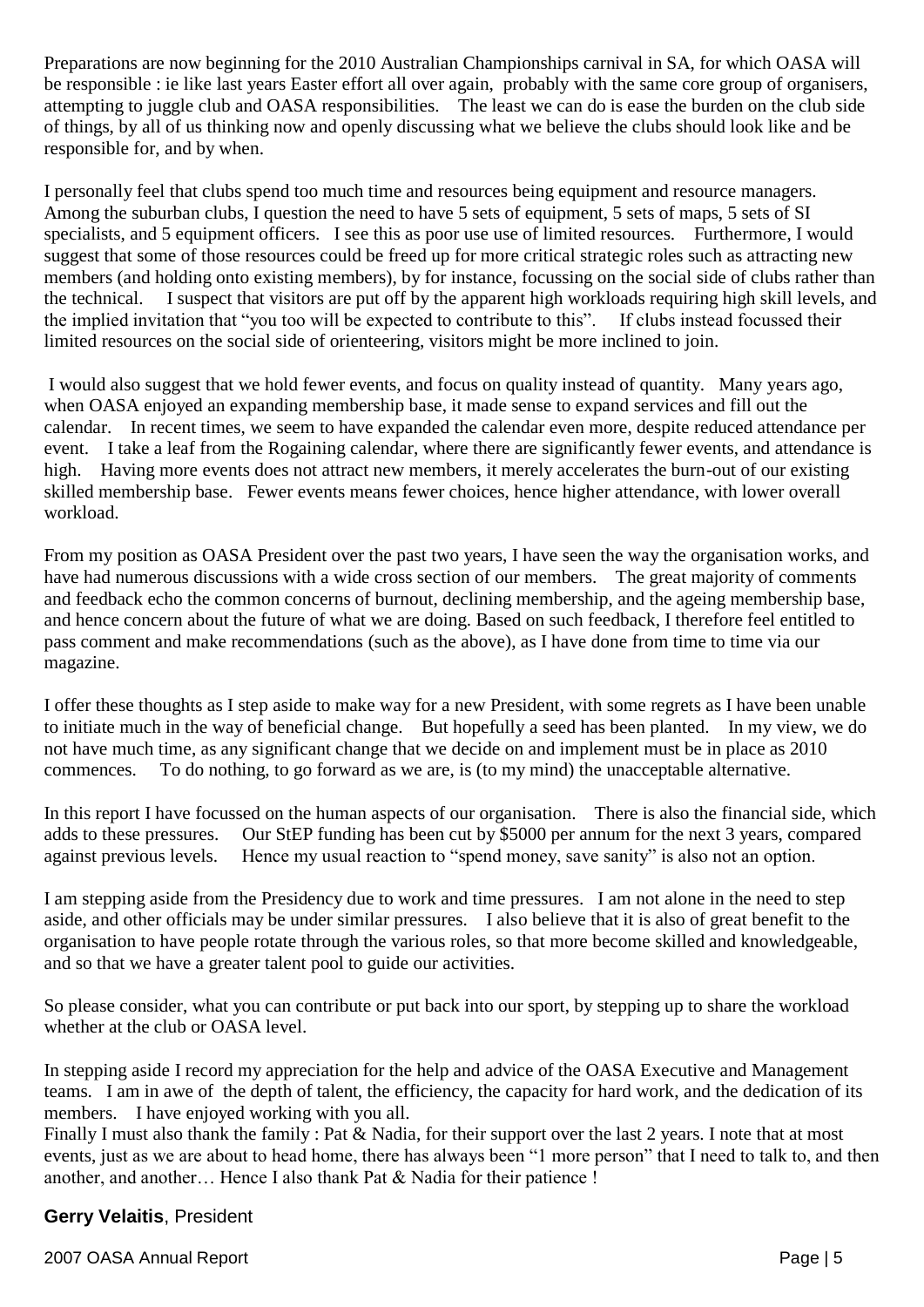Preparations are now beginning for the 2010 Australian Championships carnival in SA, for which OASA will be responsible : ie like last years Easter effort all over again, probably with the same core group of organisers, attempting to juggle club and OASA responsibilities. The least we can do is ease the burden on the club side of things, by all of us thinking now and openly discussing what we believe the clubs should look like and be responsible for, and by when.

I personally feel that clubs spend too much time and resources being equipment and resource managers. Among the suburban clubs, I question the need to have 5 sets of equipment, 5 sets of maps, 5 sets of SI specialists, and 5 equipment officers. I see this as poor use use of limited resources. Furthermore, I would suggest that some of those resources could be freed up for more critical strategic roles such as attracting new members (and holding onto existing members), by for instance, focussing on the social side of clubs rather than the technical. I suspect that visitors are put off by the apparent high workloads requiring high skill levels, and the implied invitation that "you too will be expected to contribute to this". If clubs instead focussed their limited resources on the social side of orienteering, visitors might be more inclined to join.

I would also suggest that we hold fewer events, and focus on quality instead of quantity. Many years ago, when OASA enjoyed an expanding membership base, it made sense to expand services and fill out the calendar. In recent times, we seem to have expanded the calendar even more, despite reduced attendance per event. I take a leaf from the Rogaining calendar, where there are significantly fewer events, and attendance is high. Having more events does not attract new members, it merely accelerates the burn-out of our existing skilled membership base. Fewer events means fewer choices, hence higher attendance, with lower overall workload.

From my position as OASA President over the past two years, I have seen the way the organisation works, and have had numerous discussions with a wide cross section of our members. The great majority of comments and feedback echo the common concerns of burnout, declining membership, and the ageing membership base, and hence concern about the future of what we are doing. Based on such feedback, I therefore feel entitled to pass comment and make recommendations (such as the above), as I have done from time to time via our magazine.

I offer these thoughts as I step aside to make way for a new President, with some regrets as I have been unable to initiate much in the way of beneficial change. But hopefully a seed has been planted. In my view, we do not have much time, as any significant change that we decide on and implement must be in place as 2010 commences. To do nothing, to go forward as we are, is (to my mind) the unacceptable alternative.

In this report I have focussed on the human aspects of our organisation. There is also the financial side, which adds to these pressures. Our StEP funding has been cut by $5000 per annum for the next 3 years, compared against previous levels. Hence my usual reaction to "spend money, save sanity" is also not an option.

I am stepping aside from the Presidency due to work and time pressures. I am not alone in the need to step aside, and other officials may be under similar pressures. I also believe that it is also of great benefit to the organisation to have people rotate through the various roles, so that more become skilled and knowledgeable, and so that we have a greater talent pool to guide our activities.

So please consider, what you can contribute or put back into our sport, by stepping up to share the workload whether at the club or OASA level.

In stepping aside I record my appreciation for the help and advice of the OASA Executive and Management teams. I am in awe of the depth of talent, the efficiency, the capacity for hard work, and the dedication of its members. I have enjoyed working with you all.
Finally I must also thank the family : Pat & Nadia, for their support over the last 2 years. I note that at most events, just as we are about to head home, there has always been "1 more person" that I need to talk to, and then another, and another… Hence I also thank Pat & Nadia for their patience !

**Gerry Velaitis**, President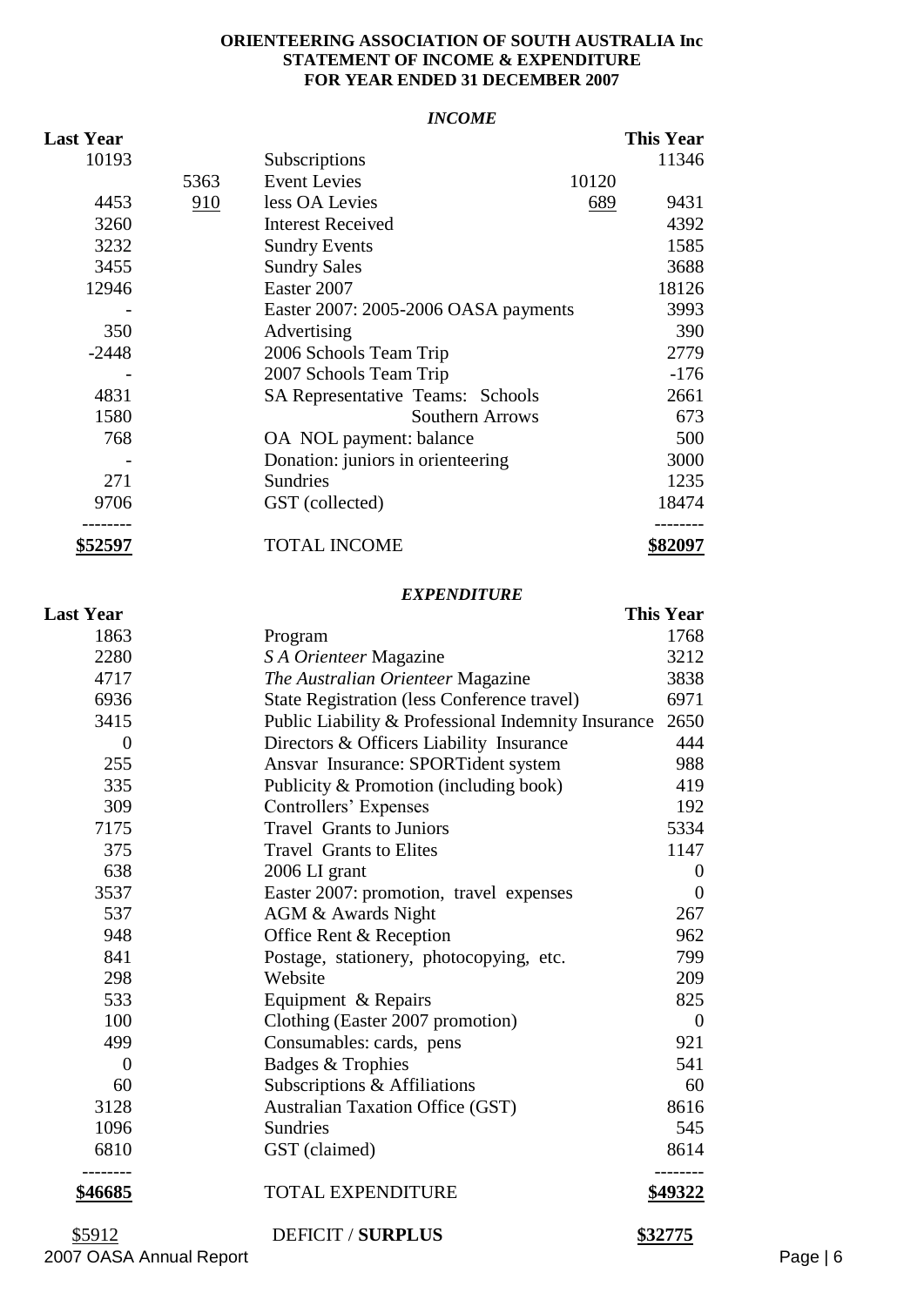**ORIENTEERING ASSOCIATION OF SOUTH AUSTRALIA Inc**
**STATEMENT OF INCOME & EXPENDITURE**
**FOR YEAR ENDED 31 DECEMBER 2007**

***INCOME***

| **Last Year** | | | | **This Year** |
|---|---|---|---|---|
| 10193 | | Subscriptions | | 11346 |
| | 5363 | Event Levies | 10120 | |
| 4453 | 910 | less OA Levies | 689 | 9431 |
| 3260 | | Interest Received | | 4392 |
| 3232 | | Sundry Events | | 1585 |
| 3455 | | Sundry Sales | | 3688 |
| 12946 | | Easter 2007 | | 18126 |
| - | | Easter 2007: 2005-2006 OASA payments | | 3993 |
| 350 | | Advertising | | 390 |
| -2448 | | 2006 Schools Team Trip | | 2779 |
| - | | 2007 Schools Team Trip | | -176 |
| 4831 | | SA Representative Teams: Schools | | 2661 |
| 1580 | | Southern Arrows | | 673 |
| 768 | | OA NOL payment: balance | | 500 |
| - | | Donation: juniors in orienteering | | 3000 |
| 271 | | Sundries | | 1235 |
| 9706 | | GST (collected) | | 18474 |
| **\$52597** | | TOTAL INCOME | | **\$82097** |

***EXPENDITURE***

| **Last Year** | | **This Year** |
|---|---|---|
| 1863 | Program | 1768 |
| 2280 | *S A Orienteer* Magazine | 3212 |
| 4717 | *The Australian Orienteer* Magazine | 3838 |
| 6936 | State Registration (less Conference travel) | 6971 |
| 3415 | Public Liability & Professional Indemnity Insurance | 2650 |
| 0 | Directors & Officers Liability Insurance | 444 |
| 255 | Ansvar Insurance: SPORTident system | 988 |
| 335 | Publicity & Promotion (including book) | 419 |
| 309 | Controllers' Expenses | 192 |
| 7175 | Travel Grants to Juniors | 5334 |
| 375 | Travel Grants to Elites | 1147 |
| 638 | 2006 LI grant | 0 |
| 3537 | Easter 2007: promotion, travel expenses | 0 |
| 537 | AGM & Awards Night | 267 |
| 948 | Office Rent & Reception | 962 |
| 841 | Postage, stationery, photocopying, etc. | 799 |
| 298 | Website | 209 |
| 533 | Equipment & Repairs | 825 |
| 100 | Clothing (Easter 2007 promotion) | 0 |
| 499 | Consumables: cards, pens | 921 |
| 0 | Badges & Trophies | 541 |
| 60 | Subscriptions & Affiliations | 60 |
| 3128 | Australian Taxation Office (GST) | 8616 |
| 1096 | Sundries | 545 |
| 6810 | GST (claimed) | 8614 |
| **\$46685** | TOTAL EXPENDITURE | **\$49322** |
| \$5912 | DEFICIT / **SURPLUS** | **\$32775** |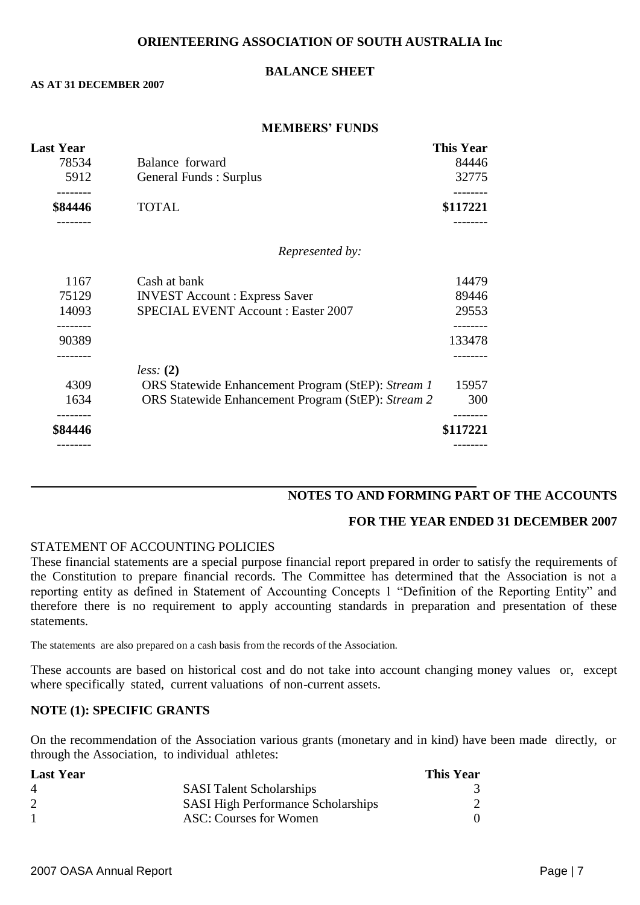# ORIENTEERING ASSOCIATION OF SOUTH AUSTRALIA Inc

## BALANCE SHEET

**AS AT 31 DECEMBER 2007**

### MEMBERS' FUNDS

| Last Year | | This Year |
|---|---|---|
| 78534 | Balance forward | 84446 |
| 5912 | General Funds : Surplus | 32775 |
| -------- | | -------- |
| **$84446** | TOTAL | **$117221** |
| -------- | | -------- |
| | *Represented by:* | |
| 1167 | Cash at bank | 14479 |
| 75129 | INVEST Account : Express Saver | 89446 |
| 14093 | SPECIAL EVENT Account : Easter 2007 | 29553 |
| -------- | | -------- |
| 90389 | | 133478 |
| -------- | | -------- |
| | *less:* **(2)** | |
| 4309 | ORS Statewide Enhancement Program (StEP): *Stream 1* | 15957 |
| 1634 | ORS Statewide Enhancement Program (StEP): *Stream 2* | 300 |
| -------- | | -------- |
| **$84446** | | **$117221** |
| -------- | | -------- |

## NOTES TO AND FORMING PART OF THE ACCOUNTS

### FOR THE YEAR ENDED 31 DECEMBER 2007

STATEMENT OF ACCOUNTING POLICIES

These financial statements are a special purpose financial report prepared in order to satisfy the requirements of the Constitution to prepare financial records. The Committee has determined that the Association is not a reporting entity as defined in Statement of Accounting Concepts 1 "Definition of the Reporting Entity" and therefore there is no requirement to apply accounting standards in preparation and presentation of these statements.

The statements are also prepared on a cash basis from the records of the Association.

These accounts are based on historical cost and do not take into account changing money values or, except where specifically stated, current valuations of non-current assets.

**NOTE (1): SPECIFIC GRANTS**

On the recommendation of the Association various grants (monetary and in kind) have been made directly, or through the Association, to individual athletes:

| Last Year | | This Year |
|---|---|---|
| 4 | SASI Talent Scholarships | 3 |
| 2 | SASI High Performance Scholarships | 2 |
| 1 | ASC: Courses for Women | 0 |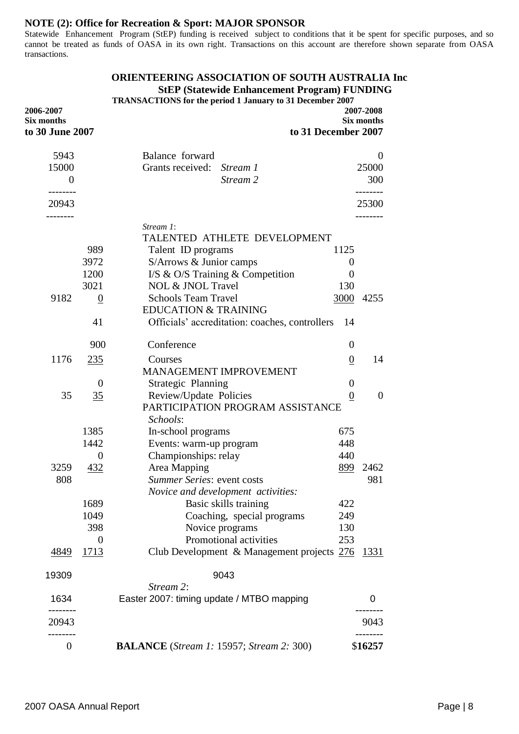**NOTE (2): Office for Recreation & Sport: MAJOR SPONSOR**

Statewide Enhancement Program (StEP) funding is received subject to conditions that it be spent for specific purposes, and so cannot be treated as funds of OASA in its own right. Transactions on this account are therefore shown separate from OASA transactions.

## ORIENTEERING ASSOCIATION OF SOUTH AUSTRALIA Inc

### StEP (Statewide Enhancement Program) FUNDING

**TRANSACTIONS for the period 1 January to 31 December 2007**

| 2006-2007 Six months to 30 June 2007 | | | 2007-2008 Six months to 31 December 2007 | |
|---|---|---|---|---|
| 5943 | | Balance forward | | 0 |
| 15000 | | Grants received: *Stream 1* | | 25000 |
| 0 | | *Stream 2* | | 300 |
| 20943 | | | | 25300 |
| | | *Stream 1*: | | |
| | | TALENTED ATHLETE DEVELOPMENT | | |
| | 989 | Talent ID programs | 1125 | |
| | 3972 | S/Arrows & Junior camps | 0 | |
| | 1200 | I/S & O/S Training & Competition | 0 | |
| | 3021 | NOL & JNOL Travel | 130 | |
| 9182 | 0 | Schools Team Travel | 3000 | 4255 |
| | | EDUCATION & TRAINING | | |
| | 41 | Officials' accreditation: coaches, controllers | 14 | |
| | 900 | Conference | 0 | |
| 1176 | 235 | Courses | 0 | 14 |
| | | MANAGEMENT IMPROVEMENT | | |
| | 0 | Strategic Planning | 0 | |
| 35 | 35 | Review/Update Policies | 0 | 0 |
| | | PARTICIPATION PROGRAM ASSISTANCE | | |
| | | *Schools*: | | |
| | 1385 | In-school programs | 675 | |
| | 1442 | Events: warm-up program | 448 | |
| | 0 | Championships: relay | 440 | |
| 3259 | 432 | Area Mapping | 899 | 2462 |
| 808 | | *Summer Series*: event costs | | 981 |
| | | *Novice and development activities:* | | |
| | 1689 | Basic skills training | 422 | |
| | 1049 | Coaching, special programs | 249 | |
| | 398 | Novice programs | 130 | |
| | 0 | Promotional activities | 253 | |
| 4849 | 1713 | Club Development & Management projects | 276 | 1331 |
| 19309 | | 9043 | | |
| | | *Stream 2*: | | |
| 1634 | | Easter 2007: timing update / MTBO mapping | | 0 |
| 20943 | | | | 9043 |
| 0 | | **BALANCE** (*Stream 1:* 15957; *Stream 2:* 300) | | $**16257** |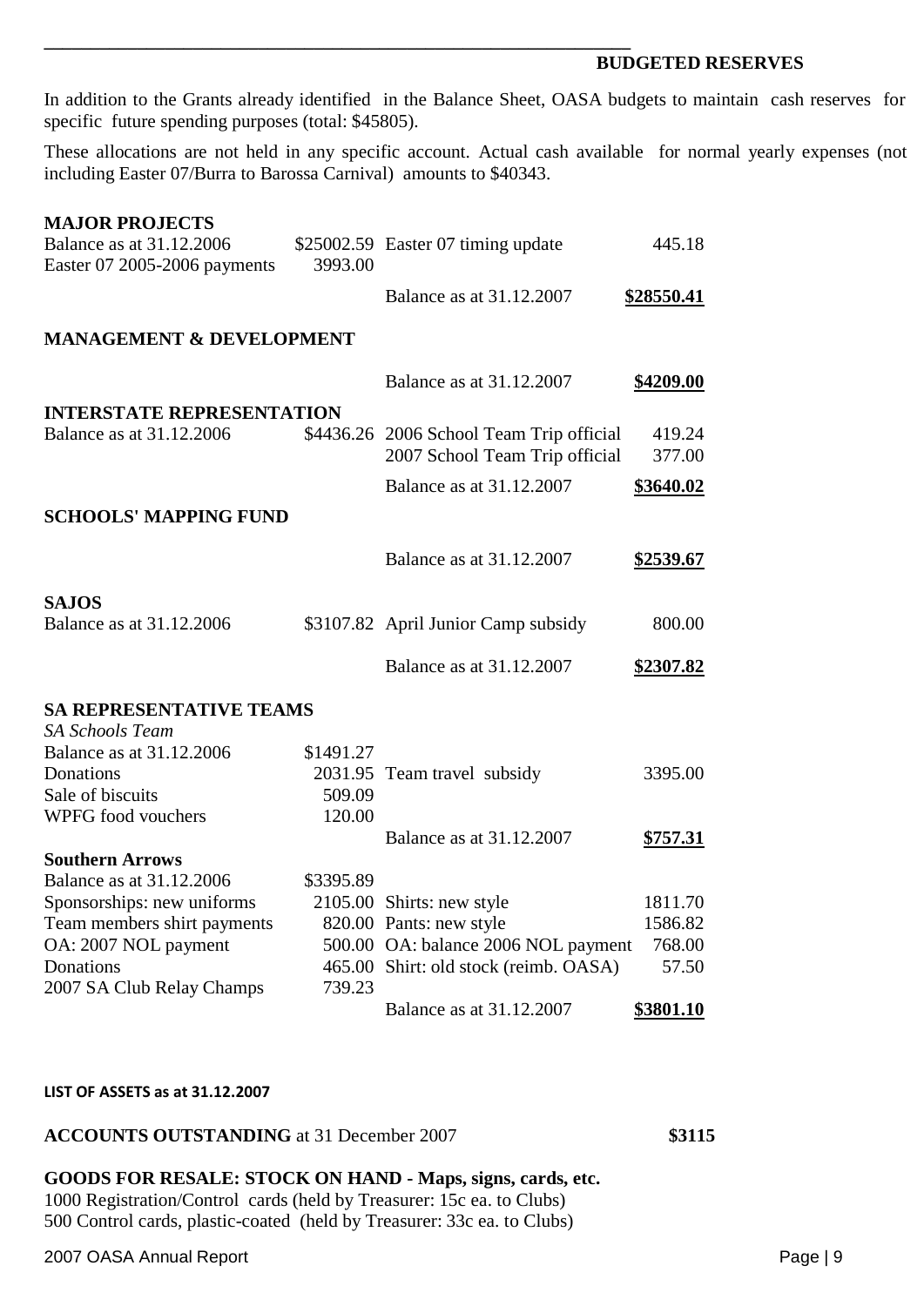## BUDGETED RESERVES

In addition to the Grants already identified in the Balance Sheet, OASA budgets to maintain cash reserves for specific future spending purposes (total: $45805).

These allocations are not held in any specific account. Actual cash available for normal yearly expenses (not including Easter 07/Burra to Barossa Carnival) amounts to $40343.

### MAJOR PROJECTS

| | | | |
|---|---|---|---|
| Balance as at 31.12.2006 | $25002.59 | Easter 07 timing update | 445.18 |
| Easter 07 2005-2006 payments | 3993.00 | | |
| | | Balance as at 31.12.2007 | **$28550.41** |

### MANAGEMENT & DEVELOPMENT

| | | | |
|---|---|---|---|
| | | Balance as at 31.12.2007 | **$4209.00** |

### INTERSTATE REPRESENTATION

| | | | |
|---|---|---|---|
| Balance as at 31.12.2006 | $4436.26 | 2006 School Team Trip official | 419.24 |
| | | 2007 School Team Trip official | 377.00 |
| | | Balance as at 31.12.2007 | **$3640.02** |

### SCHOOLS' MAPPING FUND

| | | | |
|---|---|---|---|
| | | Balance as at 31.12.2007 | **$2539.67** |

### SAJOS

| | | | |
|---|---|---|---|
| Balance as at 31.12.2006 | $3107.82 | April Junior Camp subsidy | 800.00 |
| | | Balance as at 31.12.2007 | **$2307.82** |

### SA REPRESENTATIVE TEAMS

*SA Schools Team*

| | | | |
|---|---|---|---|
| Balance as at 31.12.2006 | $1491.27 | | |
| Donations | 2031.95 | Team travel subsidy | 3395.00 |
| Sale of biscuits | 509.09 | | |
| WPFG food vouchers | 120.00 | | |
| | | Balance as at 31.12.2007 | **$757.31** |

**Southern Arrows**

| | | | |
|---|---|---|---|
| Balance as at 31.12.2006 | $3395.89 | | |
| Sponsorships: new uniforms | 2105.00 | Shirts: new style | 1811.70 |
| Team members shirt payments | 820.00 | Pants: new style | 1586.82 |
| OA: 2007 NOL payment | 500.00 | OA: balance 2006 NOL payment | 768.00 |
| Donations | 465.00 | Shirt: old stock (reimb. OASA) | 57.50 |
| 2007 SA Club Relay Champs | 739.23 | | |
| | | Balance as at 31.12.2007 | **$3801.10** |

**LIST OF ASSETS as at 31.12.2007**

**ACCOUNTS OUTSTANDING** at 31 December 2007 **$3115**

**GOODS FOR RESALE: STOCK ON HAND - Maps, signs, cards, etc.**

1000 Registration/Control cards (held by Treasurer: 15c ea. to Clubs)
500 Control cards, plastic-coated (held by Treasurer: 33c ea. to Clubs)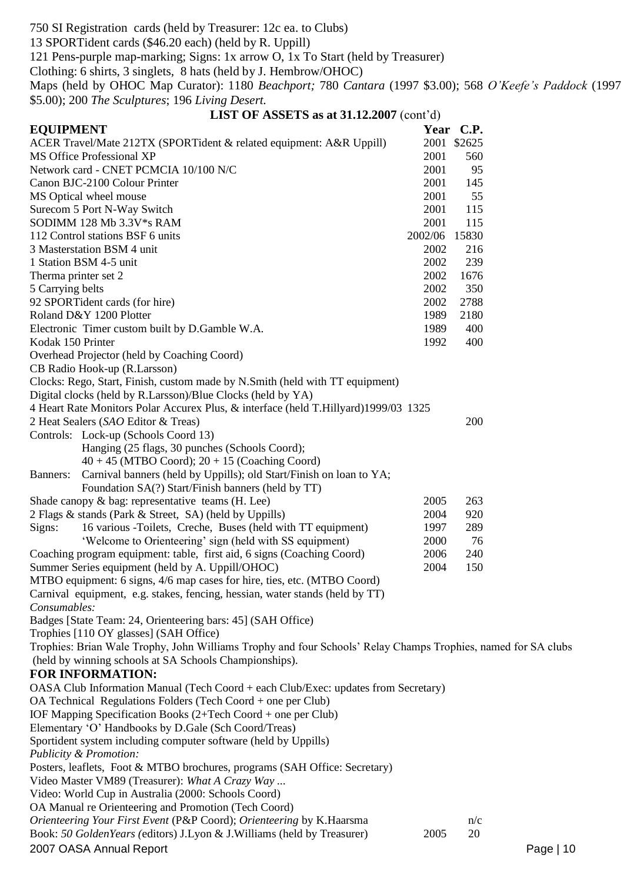750 SI Registration cards (held by Treasurer: 12c ea. to Clubs)
13 SPORTident cards ($46.20 each) (held by R. Uppill)
121 Pens-purple map-marking; Signs: 1x arrow O, 1x To Start (held by Treasurer)
Clothing: 6 shirts, 3 singlets, 8 hats (held by J. Hembrow/OHOC)
Maps (held by OHOC Map Curator): 1180 *Beachport;* 780 *Cantara* (1997 $3.00); 568 *O'Keefe's Paddock* (1997 $5.00); 200 *The Sculptures*; 196 *Living Desert.*

## LIST OF ASSETS as at 31.12.2007 (cont'd)

| **EQUIPMENT** | **Year** | **C.P.** |
|---|---|---|
| ACER Travel/Mate 212TX (SPORTident & related equipment: A&R Uppill) | 2001 | $2625 |
| MS Office Professional XP | 2001 | 560 |
| Network card - CNET PCMCIA 10/100 N/C | 2001 | 95 |
| Canon BJC-2100 Colour Printer | 2001 | 145 |
| MS Optical wheel mouse | 2001 | 55 |
| Surecom 5 Port N-Way Switch | 2001 | 115 |
| SODIMM 128 Mb 3.3V*s RAM | 2001 | 115 |
| 112 Control stations BSF 6 units | 2002/06 | 15830 |
| 3 Masterstation BSM 4 unit | 2002 | 216 |
| 1 Station BSM 4-5 unit | 2002 | 239 |
| Therma printer set 2 | 2002 | 1676 |
| 5 Carrying belts | 2002 | 350 |
| 92 SPORTident cards (for hire) | 2002 | 2788 |
| Roland D&Y 1200 Plotter | 1989 | 2180 |
| Electronic Timer custom built by D.Gamble W.A. | 1989 | 400 |
| Kodak 150 Printer | 1992 | 400 |
| Overhead Projector (held by Coaching Coord) | | |
| CB Radio Hook-up (R.Larsson) | | |
| Clocks: Rego, Start, Finish, custom made by N.Smith (held with TT equipment) | | |
| Digital clocks (held by R.Larsson)/Blue Clocks (held by YA) | | |
| 4 Heart Rate Monitors Polar Accurex Plus, & interface (held T.Hillyard) | 1999/03 | 1325 |
| 2 Heat Sealers (*SAO* Editor & Treas) | | 200 |
| Controls: Lock-up (Schools Coord 13) | | |
| Hanging (25 flags, 30 punches (Schools Coord); | | |
| 40 + 45 (MTBO Coord); 20 + 15 (Coaching Coord) | | |
| Banners: Carnival banners (held by Uppills); old Start/Finish on loan to YA; | | |
| Foundation SA(?) Start/Finish banners (held by TT) | | |
| Shade canopy & bag: representative teams (H. Lee) | 2005 | 263 |
| 2 Flags & stands (Park & Street, SA) (held by Uppills) | 2004 | 920 |
| Signs: 16 various -Toilets, Creche, Buses (held with TT equipment) | 1997 | 289 |
| 'Welcome to Orienteering' sign (held with SS equipment) | 2000 | 76 |
| Coaching program equipment: table, first aid, 6 signs (Coaching Coord) | 2006 | 240 |
| Summer Series equipment (held by A. Uppill/OHOC) | 2004 | 150 |
| MTBO equipment: 6 signs, 4/6 map cases for hire, ties, etc. (MTBO Coord) | | |
| Carnival equipment, e.g. stakes, fencing, hessian, water stands (held by TT) | | |

*Consumables:*

Badges [State Team: 24, Orienteering bars: 45] (SAH Office)
Trophies [110 OY glasses] (SAH Office)
Trophies: Brian Wale Trophy, John Williams Trophy and four Schools' Relay Champs Trophies, named for SA clubs (held by winning schools at SA Schools Championships).

### FOR INFORMATION:

OASA Club Information Manual (Tech Coord + each Club/Exec: updates from Secretary)
OA Technical Regulations Folders (Tech Coord + one per Club)
IOF Mapping Specification Books (2+Tech Coord + one per Club)
Elementary 'O' Handbooks by D.Gale (Sch Coord/Treas)
Sportident system including computer software (held by Uppills)

*Publicity & Promotion:*

Posters, leaflets, Foot & MTBO brochures, programs (SAH Office: Secretary)
Video Master VM89 (Treasurer): *What A Crazy Way ...*
Video: World Cup in Australia (2000: Schools Coord)
OA Manual re Orienteering and Promotion (Tech Coord)

| | Year | C.P. |
|---|---|---|
| *Orienteering Your First Event* (P&P Coord); *Orienteering* by K.Haarsma | | n/c |
| Book: *50 GoldenYears (*editors) J.Lyon & J.Williams (held by Treasurer) | 2005 | 20 |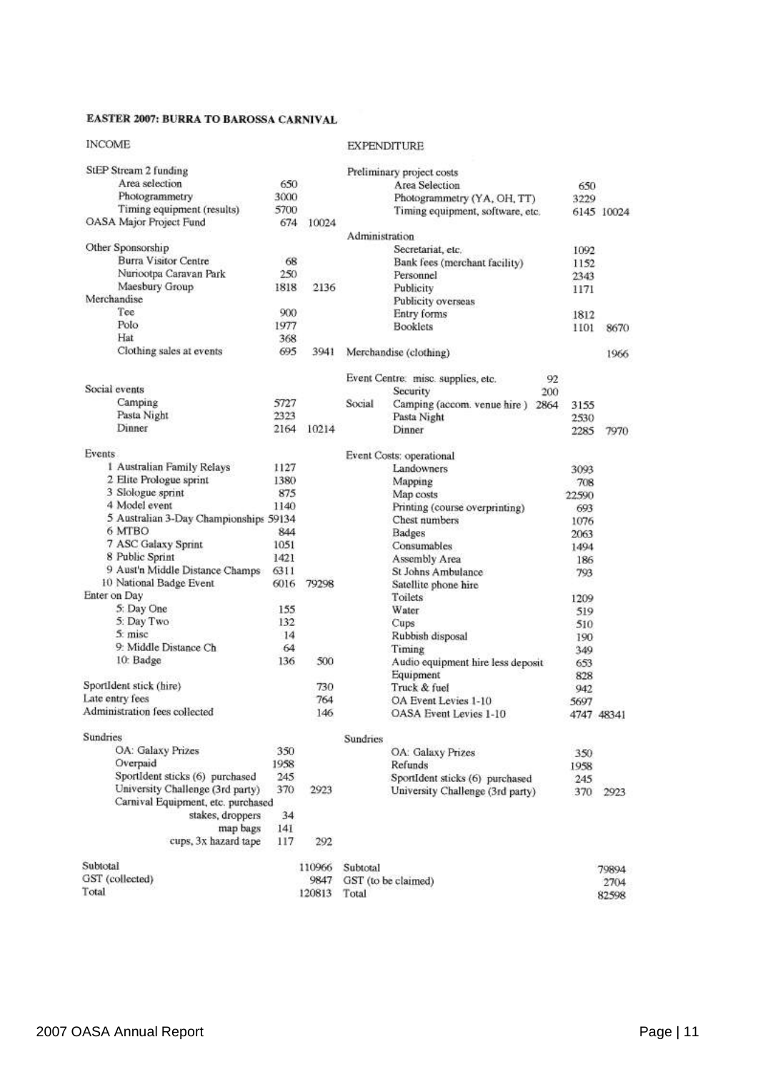# EASTER 2007: BURRA TO BAROSSA CARNIVAL

## INCOME

| | | |
|---|---|---|
| **StEP Stream 2 funding** | | |
| Area selection | 650 | |
| Photogrammetry | 3000 | |
| Timing equipment (results) | 5700 | |
| OASA Major Project Fund | 674 | 10024 |
| **Other Sponsorship** | | |
| Burra Visitor Centre | 68 | |
| Nuriootpa Caravan Park | 250 | |
| Maesbury Group | 1818 | 2136 |
| **Merchandise** | | |
| Tee | 900 | |
| Polo | 1977 | |
| Hat | 368 | |
| Clothing sales at events | 695 | 3941 |
| **Social events** | | |
| Camping | 5727 | |
| Pasta Night | 2323 | |
| Dinner | 2164 | 10214 |
| **Events** | | |
| 1 Australian Family Relays | 1127 | |
| 2 Elite Prologue sprint | 1380 | |
| 3 Slologue sprint | 875 | |
| 4 Model event | 1140 | |
| 5 Australian 3-Day Championships | 59134 | |
| 6 MTBO | 844 | |
| 7 ASC Galaxy Sprint | 1051 | |
| 8 Public Sprint | 1421 | |
| 9 Aust'n Middle Distance Champs | 6311 | |
| 10 National Badge Event | 6016 | 79298 |
| **Enter on Day** | | |
| 5: Day One | 155 | |
| 5: Day Two | 132 | |
| 5: misc | 14 | |
| 9: Middle Distance Ch | 64 | |
| 10: Badge | 136 | 500 |
| SportIdent stick (hire) | | 730 |
| Late entry fees | | 764 |
| Administration fees collected | | 146 |
| **Sundries** | | |
| OA: Galaxy Prizes | 350 | |
| Overpaid | 1958 | |
| SportIdent sticks (6) purchased | 245 | |
| University Challenge (3rd party) | 370 | 2923 |
| Carnival Equipment, etc. purchased | | |
| stakes, droppers | 34 | |
| map bags | 141 | |
| cups, 3x hazard tape | 117 | 292 |
| Subtotal | | 110966 |
| GST (collected) | | 9847 |
| Total | | 120813 |

## EXPENDITURE

| | | | |
|---|---|---|---|
| **Preliminary project costs** | | | |
| Area Selection | | 650 | |
| Photogrammetry (YA, OH, TT) | | 3229 | |
| Timing equipment, software, etc. | | 6145 | 10024 |
| **Administration** | | | |
| Secretariat, etc. | | 1092 | |
| Bank fees (merchant facility) | | 1152 | |
| Personnel | | 2343 | |
| Publicity | | 1171 | |
| Publicity overseas | | | |
| Entry forms | | 1812 | |
| Booklets | | 1101 | 8670 |
| Merchandise (clothing) | | | 1966 |
| Event Centre: misc. supplies, etc. | 92 | | |
| Security | 200 | | |
| Social: Camping (accom. venue hire) | 2864 | 3155 | |
| Pasta Night | | 2530 | |
| Dinner | | 2285 | 7970 |
| **Event Costs: operational** | | | |
| Landowners | | 3093 | |
| Mapping | | 708 | |
| Map costs | | 22590 | |
| Printing (course overprinting) | | 693 | |
| Chest numbers | | 1076 | |
| Badges | | 2063 | |
| Consumables | | 1494 | |
| Assembly Area | | 186 | |
| St Johns Ambulance | | 793 | |
| Satellite phone hire | | | |
| Toilets | | 1209 | |
| Water | | 519 | |
| Cups | | 510 | |
| Rubbish disposal | | 190 | |
| Timing | | 349 | |
| Audio equipment hire less deposit | | 653 | |
| Equipment | | 828 | |
| Truck & fuel | | 942 | |
| OA Event Levies 1-10 | | 5697 | |
| OASA Event Levies 1-10 | | 4747 | 48341 |
| **Sundries** | | | |
| OA: Galaxy Prizes | | 350 | |
| Refunds | | 1958 | |
| SportIdent sticks (6) purchased | | 245 | |
| University Challenge (3rd party) | | 370 | 2923 |
| Subtotal | | | 79894 |
| GST (to be claimed) | | | 2704 |
| Total | | | 82598 |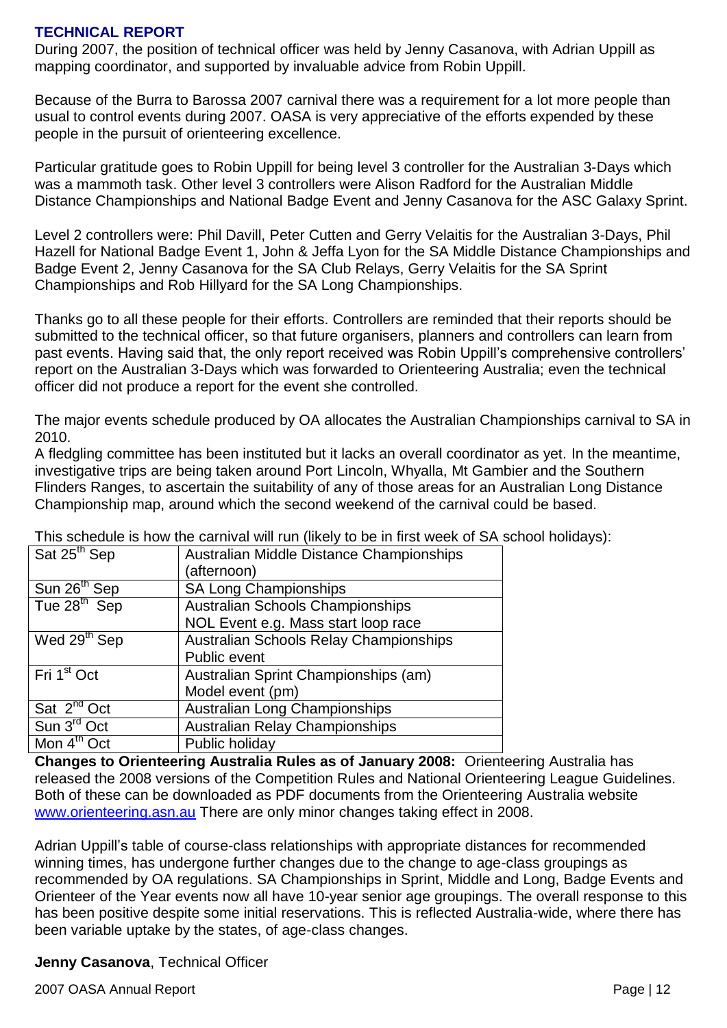## TECHNICAL REPORT

During 2007, the position of technical officer was held by Jenny Casanova, with Adrian Uppill as mapping coordinator, and supported by invaluable advice from Robin Uppill.

Because of the Burra to Barossa 2007 carnival there was a requirement for a lot more people than usual to control events during 2007. OASA is very appreciative of the efforts expended by these people in the pursuit of orienteering excellence.

Particular gratitude goes to Robin Uppill for being level 3 controller for the Australian 3-Days which was a mammoth task. Other level 3 controllers were Alison Radford for the Australian Middle Distance Championships and National Badge Event and Jenny Casanova for the ASC Galaxy Sprint.

Level 2 controllers were: Phil Davill, Peter Cutten and Gerry Velaitis for the Australian 3-Days, Phil Hazell for National Badge Event 1, John & Jeffa Lyon for the SA Middle Distance Championships and Badge Event 2, Jenny Casanova for the SA Club Relays, Gerry Velaitis for the SA Sprint Championships and Rob Hillyard for the SA Long Championships.

Thanks go to all these people for their efforts. Controllers are reminded that their reports should be submitted to the technical officer, so that future organisers, planners and controllers can learn from past events. Having said that, the only report received was Robin Uppill's comprehensive controllers' report on the Australian 3-Days which was forwarded to Orienteering Australia; even the technical officer did not produce a report for the event she controlled.

The major events schedule produced by OA allocates the Australian Championships carnival to SA in 2010.
A fledgling committee has been instituted but it lacks an overall coordinator as yet. In the meantime, investigative trips are being taken around Port Lincoln, Whyalla, Mt Gambier and the Southern Flinders Ranges, to ascertain the suitability of any of those areas for an Australian Long Distance Championship map, around which the second weekend of the carnival could be based.

This schedule is how the carnival will run (likely to be in first week of SA school holidays):

| | |
|---|---|
| Sat 25th Sep | Australian Middle Distance Championships (afternoon) |
| Sun 26th Sep | SA Long Championships |
| Tue 28th Sep | Australian Schools Championships<br>NOL Event e.g. Mass start loop race |
| Wed 29th Sep | Australian Schools Relay Championships<br>Public event |
| Fri 1st Oct | Australian Sprint Championships (am)<br>Model event (pm) |
| Sat 2nd Oct | Australian Long Championships |
| Sun 3rd Oct | Australian Relay Championships |
| Mon 4th Oct | Public holiday |

**Changes to Orienteering Australia Rules as of January 2008:** Orienteering Australia has released the 2008 versions of the Competition Rules and National Orienteering League Guidelines. Both of these can be downloaded as PDF documents from the Orienteering Australia website www.orienteering.asn.au There are only minor changes taking effect in 2008.

Adrian Uppill's table of course-class relationships with appropriate distances for recommended winning times, has undergone further changes due to the change to age-class groupings as recommended by OA regulations. SA Championships in Sprint, Middle and Long, Badge Events and Orienteer of the Year events now all have 10-year senior age groupings. The overall response to this has been positive despite some initial reservations. This is reflected Australia-wide, where there has been variable uptake by the states, of age-class changes.

**Jenny Casanova**, Technical Officer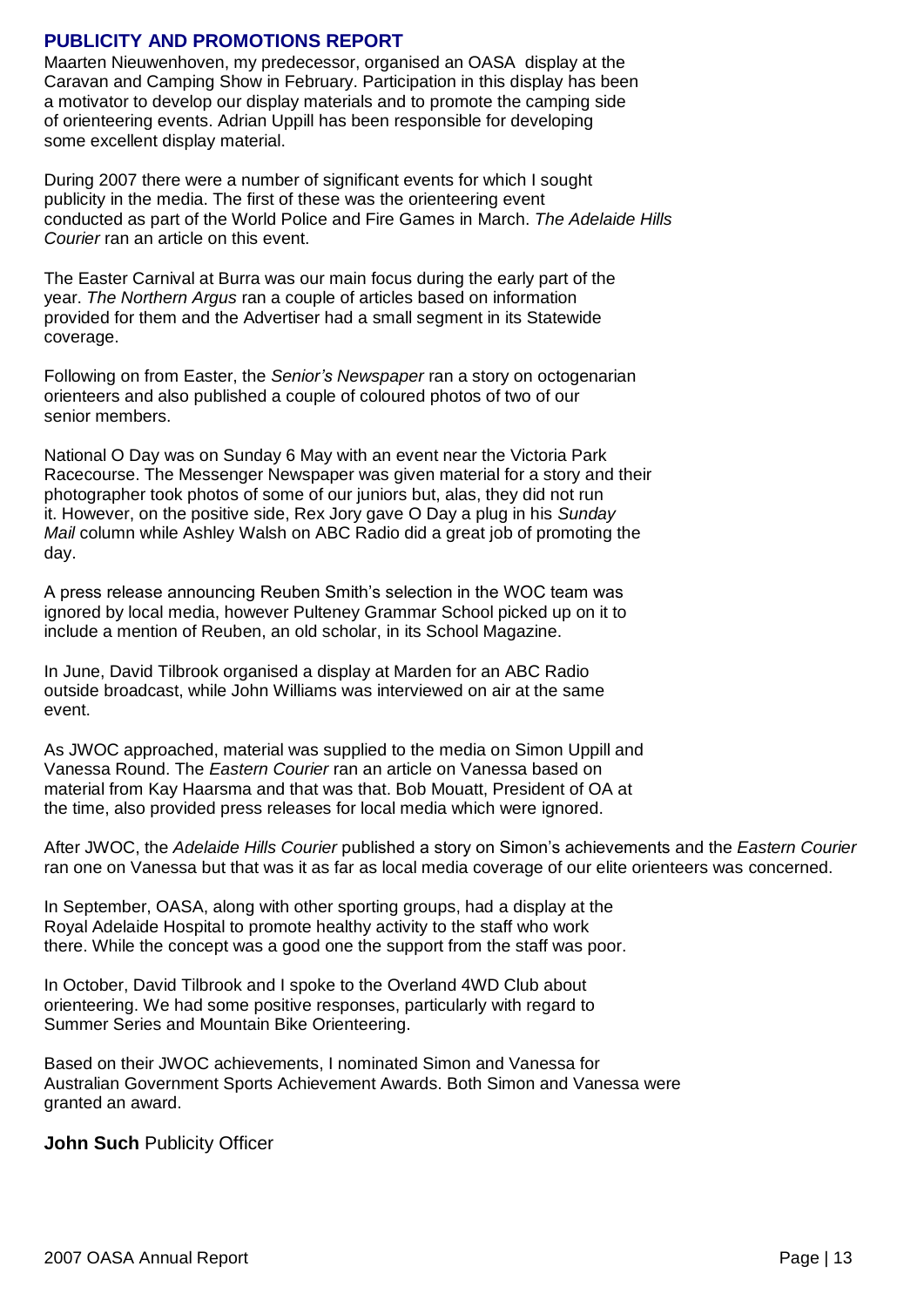## PUBLICITY AND PROMOTIONS REPORT

Maarten Nieuwenhoven, my predecessor, organised an OASA display at the Caravan and Camping Show in February. Participation in this display has been a motivator to develop our display materials and to promote the camping side of orienteering events. Adrian Uppill has been responsible for developing some excellent display material.

During 2007 there were a number of significant events for which I sought publicity in the media. The first of these was the orienteering event conducted as part of the World Police and Fire Games in March. *The Adelaide Hills Courier* ran an article on this event.

The Easter Carnival at Burra was our main focus during the early part of the year. *The Northern Argus* ran a couple of articles based on information provided for them and the Advertiser had a small segment in its Statewide coverage.

Following on from Easter, the *Senior's Newspaper* ran a story on octogenarian orienteers and also published a couple of coloured photos of two of our senior members.

National O Day was on Sunday 6 May with an event near the Victoria Park Racecourse. The Messenger Newspaper was given material for a story and their photographer took photos of some of our juniors but, alas, they did not run it. However, on the positive side, Rex Jory gave O Day a plug in his *Sunday Mail* column while Ashley Walsh on ABC Radio did a great job of promoting the day.

A press release announcing Reuben Smith's selection in the WOC team was ignored by local media, however Pulteney Grammar School picked up on it to include a mention of Reuben, an old scholar, in its School Magazine.

In June, David Tilbrook organised a display at Marden for an ABC Radio outside broadcast, while John Williams was interviewed on air at the same event.

As JWOC approached, material was supplied to the media on Simon Uppill and Vanessa Round. The *Eastern Courier* ran an article on Vanessa based on material from Kay Haarsma and that was that. Bob Mouatt, President of OA at the time, also provided press releases for local media which were ignored.

After JWOC, the *Adelaide Hills Courier* published a story on Simon's achievements and the *Eastern Courier* ran one on Vanessa but that was it as far as local media coverage of our elite orienteers was concerned.

In September, OASA, along with other sporting groups, had a display at the Royal Adelaide Hospital to promote healthy activity to the staff who work there. While the concept was a good one the support from the staff was poor.

In October, David Tilbrook and I spoke to the Overland 4WD Club about orienteering. We had some positive responses, particularly with regard to Summer Series and Mountain Bike Orienteering.

Based on their JWOC achievements, I nominated Simon and Vanessa for Australian Government Sports Achievement Awards. Both Simon and Vanessa were granted an award.

**John Such** Publicity Officer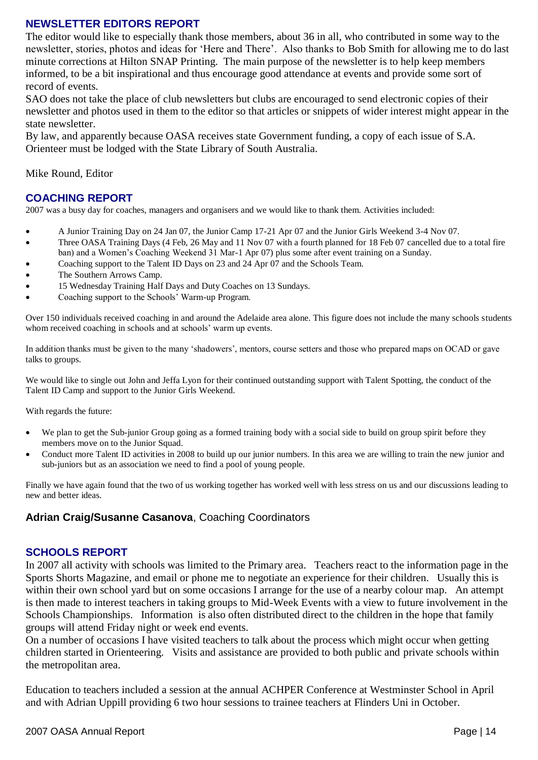## NEWSLETTER EDITORS REPORT

The editor would like to especially thank those members, about 36 in all, who contributed in some way to the newsletter, stories, photos and ideas for 'Here and There'. Also thanks to Bob Smith for allowing me to do last minute corrections at Hilton SNAP Printing. The main purpose of the newsletter is to help keep members informed, to be a bit inspirational and thus encourage good attendance at events and provide some sort of record of events.

SAO does not take the place of club newsletters but clubs are encouraged to send electronic copies of their newsletter and photos used in them to the editor so that articles or snippets of wider interest might appear in the state newsletter.

By law, and apparently because OASA receives state Government funding, a copy of each issue of S.A. Orienteer must be lodged with the State Library of South Australia.

Mike Round, Editor

## COACHING REPORT

2007 was a busy day for coaches, managers and organisers and we would like to thank them. Activities included:

- A Junior Training Day on 24 Jan 07, the Junior Camp 17-21 Apr 07 and the Junior Girls Weekend 3-4 Nov 07.
- Three OASA Training Days (4 Feb, 26 May and 11 Nov 07 with a fourth planned for 18 Feb 07 cancelled due to a total fire ban) and a Women's Coaching Weekend 31 Mar-1 Apr 07) plus some after event training on a Sunday.
- Coaching support to the Talent ID Days on 23 and 24 Apr 07 and the Schools Team.
- The Southern Arrows Camp.
- 15 Wednesday Training Half Days and Duty Coaches on 13 Sundays.
- Coaching support to the Schools' Warm-up Program.

Over 150 individuals received coaching in and around the Adelaide area alone. This figure does not include the many schools students whom received coaching in schools and at schools' warm up events.

In addition thanks must be given to the many 'shadowers', mentors, course setters and those who prepared maps on OCAD or gave talks to groups.

We would like to single out John and Jeffa Lyon for their continued outstanding support with Talent Spotting, the conduct of the Talent ID Camp and support to the Junior Girls Weekend.

With regards the future:

- We plan to get the Sub-junior Group going as a formed training body with a social side to build on group spirit before they members move on to the Junior Squad.
- Conduct more Talent ID activities in 2008 to build up our junior numbers. In this area we are willing to train the new junior and sub-juniors but as an association we need to find a pool of young people.

Finally we have again found that the two of us working together has worked well with less stress on us and our discussions leading to new and better ideas.

**Adrian Craig/Susanne Casanova**, Coaching Coordinators

## SCHOOLS REPORT

In 2007 all activity with schools was limited to the Primary area. Teachers react to the information page in the Sports Shorts Magazine, and email or phone me to negotiate an experience for their children. Usually this is within their own school yard but on some occasions I arrange for the use of a nearby colour map. An attempt is then made to interest teachers in taking groups to Mid-Week Events with a view to future involvement in the Schools Championships. Information is also often distributed direct to the children in the hope that family groups will attend Friday night or week end events.

On a number of occasions I have visited teachers to talk about the process which might occur when getting children started in Orienteering. Visits and assistance are provided to both public and private schools within the metropolitan area.

Education to teachers included a session at the annual ACHPER Conference at Westminster School in April and with Adrian Uppill providing 6 two hour sessions to trainee teachers at Flinders Uni in October.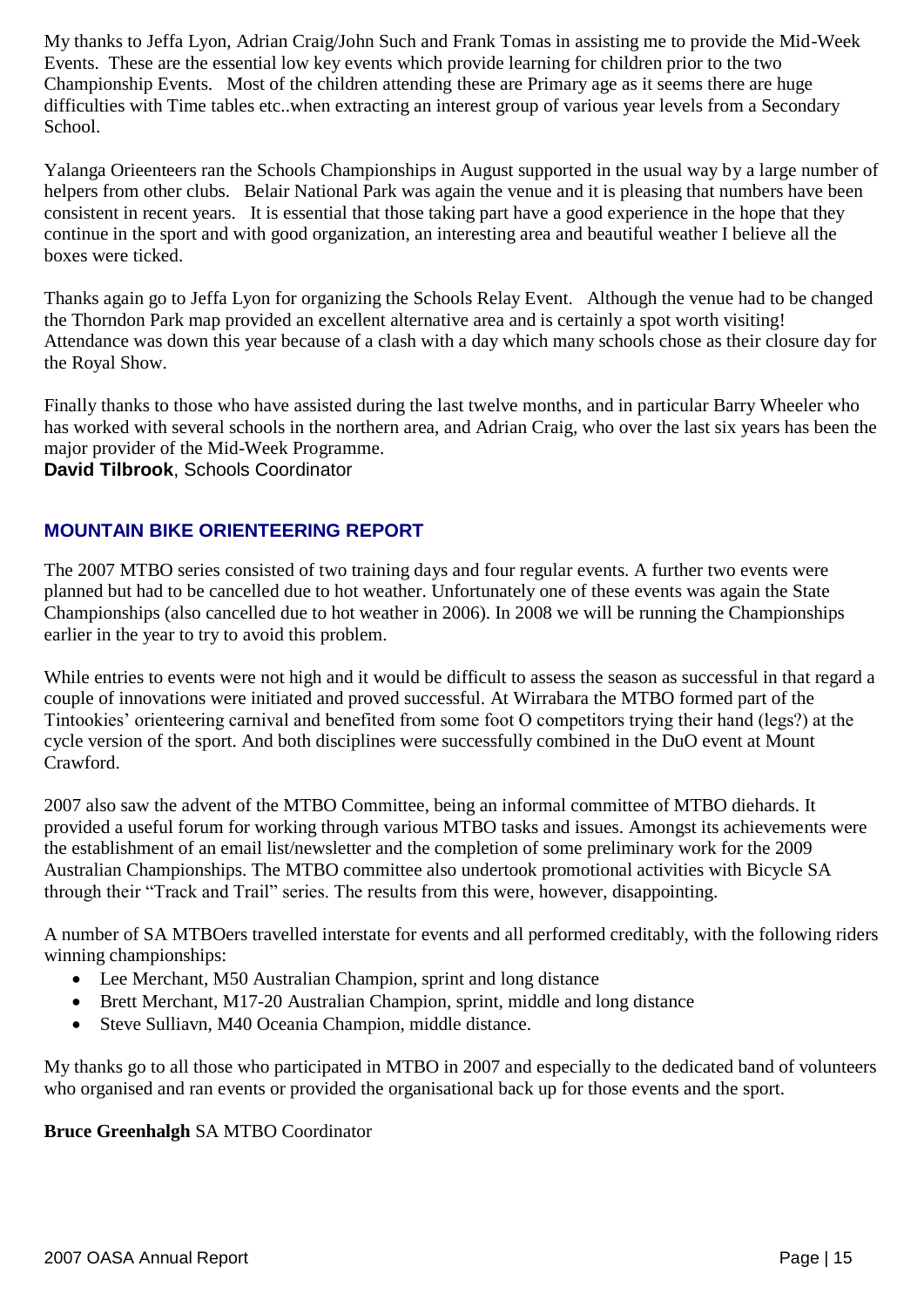My thanks to Jeffa Lyon, Adrian Craig/John Such and Frank Tomas in assisting me to provide the Mid-Week Events. These are the essential low key events which provide learning for children prior to the two Championship Events. Most of the children attending these are Primary age as it seems there are huge difficulties with Time tables etc..when extracting an interest group of various year levels from a Secondary School.

Yalanga Orieenteers ran the Schools Championships in August supported in the usual way by a large number of helpers from other clubs. Belair National Park was again the venue and it is pleasing that numbers have been consistent in recent years. It is essential that those taking part have a good experience in the hope that they continue in the sport and with good organization, an interesting area and beautiful weather I believe all the boxes were ticked.

Thanks again go to Jeffa Lyon for organizing the Schools Relay Event. Although the venue had to be changed the Thorndon Park map provided an excellent alternative area and is certainly a spot worth visiting! Attendance was down this year because of a clash with a day which many schools chose as their closure day for the Royal Show.

Finally thanks to those who have assisted during the last twelve months, and in particular Barry Wheeler who has worked with several schools in the northern area, and Adrian Craig, who over the last six years has been the major provider of the Mid-Week Programme.

**David Tilbrook**, Schools Coordinator

## MOUNTAIN BIKE ORIENTEERING REPORT

The 2007 MTBO series consisted of two training days and four regular events. A further two events were planned but had to be cancelled due to hot weather. Unfortunately one of these events was again the State Championships (also cancelled due to hot weather in 2006). In 2008 we will be running the Championships earlier in the year to try to avoid this problem.

While entries to events were not high and it would be difficult to assess the season as successful in that regard a couple of innovations were initiated and proved successful. At Wirrabara the MTBO formed part of the Tintookies' orienteering carnival and benefited from some foot O competitors trying their hand (legs?) at the cycle version of the sport. And both disciplines were successfully combined in the DuO event at Mount Crawford.

2007 also saw the advent of the MTBO Committee, being an informal committee of MTBO diehards. It provided a useful forum for working through various MTBO tasks and issues. Amongst its achievements were the establishment of an email list/newsletter and the completion of some preliminary work for the 2009 Australian Championships. The MTBO committee also undertook promotional activities with Bicycle SA through their "Track and Trail" series. The results from this were, however, disappointing.

A number of SA MTBOers travelled interstate for events and all performed creditably, with the following riders winning championships:

- Lee Merchant, M50 Australian Champion, sprint and long distance
- Brett Merchant, M17-20 Australian Champion, sprint, middle and long distance
- Steve Sulliavn, M40 Oceania Champion, middle distance.

My thanks go to all those who participated in MTBO in 2007 and especially to the dedicated band of volunteers who organised and ran events or provided the organisational back up for those events and the sport.

**Bruce Greenhalgh** SA MTBO Coordinator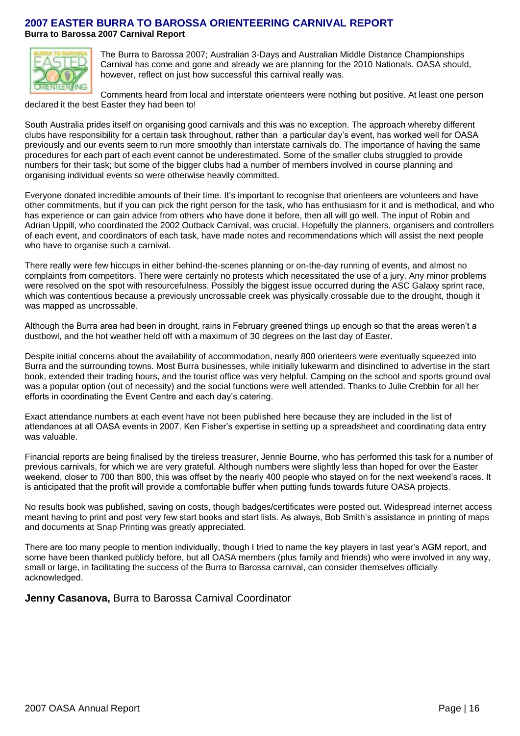## 2007 EASTER BURRA TO BAROSSA ORIENTEERING CARNIVAL REPORT

**Burra to Barossa 2007 Carnival Report**

The Burra to Barossa 2007; Australian 3-Days and Australian Middle Distance Championships Carnival has come and gone and already we are planning for the 2010 Nationals. OASA should, however, reflect on just how successful this carnival really was.

Comments heard from local and interstate orienteers were nothing but positive. At least one person declared it the best Easter they had been to!

South Australia prides itself on organising good carnivals and this was no exception. The approach whereby different clubs have responsibility for a certain task throughout, rather than a particular day's event, has worked well for OASA previously and our events seem to run more smoothly than interstate carnivals do. The importance of having the same procedures for each part of each event cannot be underestimated. Some of the smaller clubs struggled to provide numbers for their task; but some of the bigger clubs had a number of members involved in course planning and organising individual events so were otherwise heavily committed.

Everyone donated incredible amounts of their time. It's important to recognise that orienteers are volunteers and have other commitments, but if you can pick the right person for the task, who has enthusiasm for it and is methodical, and who has experience or can gain advice from others who have done it before, then all will go well. The input of Robin and Adrian Uppill, who coordinated the 2002 Outback Carnival, was crucial. Hopefully the planners, organisers and controllers of each event, and coordinators of each task, have made notes and recommendations which will assist the next people who have to organise such a carnival.

There really were few hiccups in either behind-the-scenes planning or on-the-day running of events, and almost no complaints from competitors. There were certainly no protests which necessitated the use of a jury. Any minor problems were resolved on the spot with resourcefulness. Possibly the biggest issue occurred during the ASC Galaxy sprint race, which was contentious because a previously uncrossable creek was physically crossable due to the drought, though it was mapped as uncrossable.

Although the Burra area had been in drought, rains in February greened things up enough so that the areas weren't a dustbowl, and the hot weather held off with a maximum of 30 degrees on the last day of Easter.

Despite initial concerns about the availability of accommodation, nearly 800 orienteers were eventually squeezed into Burra and the surrounding towns. Most Burra businesses, while initially lukewarm and disinclined to advertise in the start book, extended their trading hours, and the tourist office was very helpful. Camping on the school and sports ground oval was a popular option (out of necessity) and the social functions were well attended. Thanks to Julie Crebbin for all her efforts in coordinating the Event Centre and each day's catering.

Exact attendance numbers at each event have not been published here because they are included in the list of attendances at all OASA events in 2007. Ken Fisher's expertise in setting up a spreadsheet and coordinating data entry was valuable.

Financial reports are being finalised by the tireless treasurer, Jennie Bourne, who has performed this task for a number of previous carnivals, for which we are very grateful. Although numbers were slightly less than hoped for over the Easter weekend, closer to 700 than 800, this was offset by the nearly 400 people who stayed on for the next weekend's races. It is anticipated that the profit will provide a comfortable buffer when putting funds towards future OASA projects.

No results book was published, saving on costs, though badges/certificates were posted out. Widespread internet access meant having to print and post very few start books and start lists. As always, Bob Smith's assistance in printing of maps and documents at Snap Printing was greatly appreciated.

There are too many people to mention individually, though I tried to name the key players in last year's AGM report, and some have been thanked publicly before, but all OASA members (plus family and friends) who were involved in any way, small or large, in facilitating the success of the Burra to Barossa carnival, can consider themselves officially acknowledged.

**Jenny Casanova,** Burra to Barossa Carnival Coordinator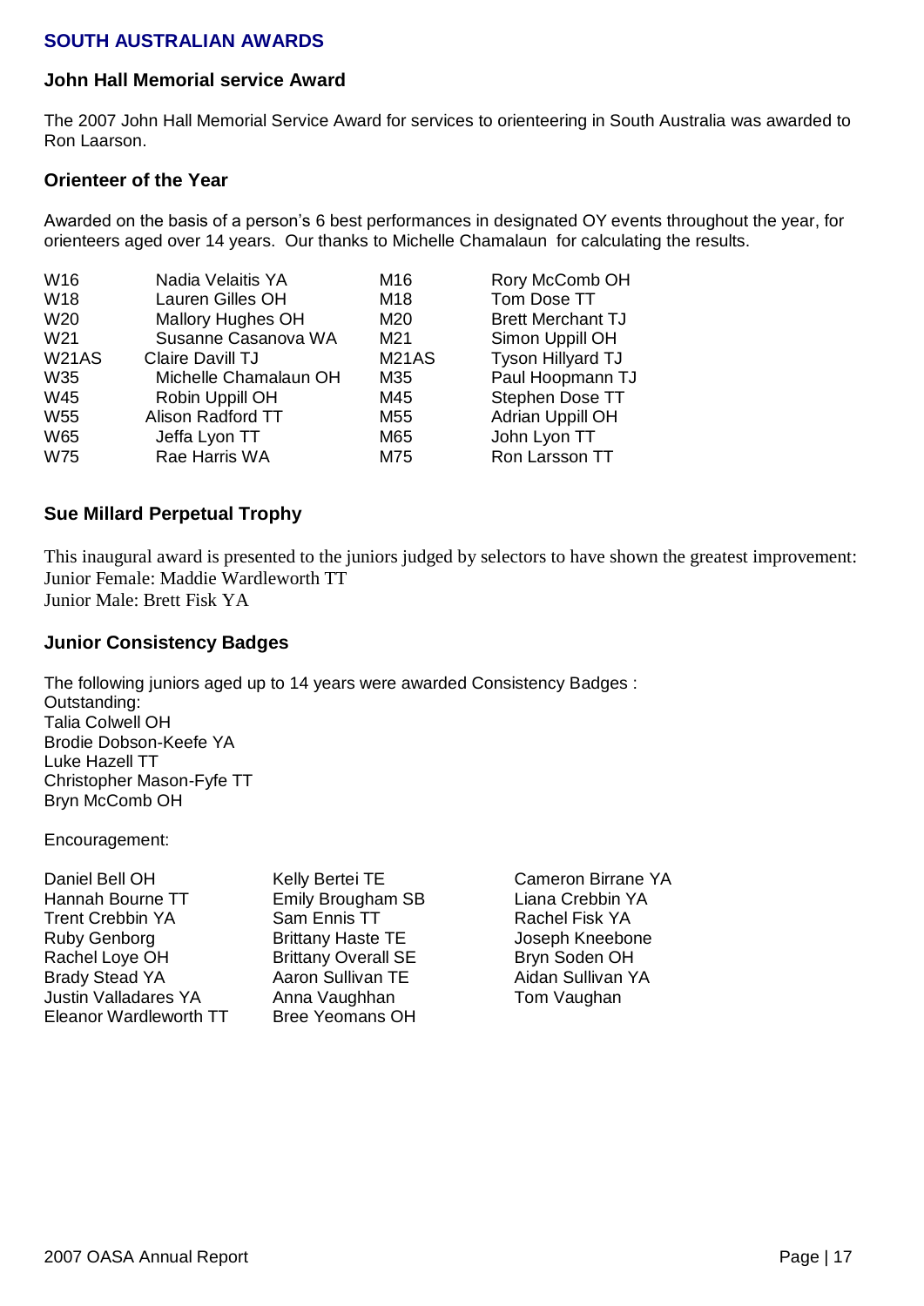## SOUTH AUSTRALIAN AWARDS

### John Hall Memorial service Award

The 2007 John Hall Memorial Service Award for services to orienteering in South Australia was awarded to Ron Laarson.

### Orienteer of the Year

Awarded on the basis of a person's 6 best performances in designated OY events throughout the year, for orienteers aged over 14 years. Our thanks to Michelle Chamalaun for calculating the results.

| | | | |
|---|---|---|---|
| W16 | Nadia Velaitis YA | M16 | Rory McComb OH |
| W18 | Lauren Gilles OH | M18 | Tom Dose TT |
| W20 | Mallory Hughes OH | M20 | Brett Merchant TJ |
| W21 | Susanne Casanova WA | M21 | Simon Uppill OH |
| W21AS | Claire Davill TJ | M21AS | Tyson Hillyard TJ |
| W35 | Michelle Chamalaun OH | M35 | Paul Hoopmann TJ |
| W45 | Robin Uppill OH | M45 | Stephen Dose TT |
| W55 | Alison Radford TT | M55 | Adrian Uppill OH |
| W65 | Jeffa Lyon TT | M65 | John Lyon TT |
| W75 | Rae Harris WA | M75 | Ron Larsson TT |

### Sue Millard Perpetual Trophy

This inaugural award is presented to the juniors judged by selectors to have shown the greatest improvement:
Junior Female: Maddie Wardleworth TT
Junior Male: Brett Fisk YA

### Junior Consistency Badges

The following juniors aged up to 14 years were awarded Consistency Badges :
Outstanding:
Talia Colwell OH
Brodie Dobson-Keefe YA
Luke Hazell TT
Christopher Mason-Fyfe TT
Bryn McComb OH

Encouragement:

| | | |
|---|---|---|
| Daniel Bell OH | Kelly Bertei TE | Cameron Birrane YA |
| Hannah Bourne TT | Emily Brougham SB | Liana Crebbin YA |
| Trent Crebbin YA | Sam Ennis TT | Rachel Fisk YA |
| Ruby Genborg | Brittany Haste TE | Joseph Kneebone |
| Rachel Loye OH | Brittany Overall SE | Bryn Soden OH |
| Brady Stead YA | Aaron Sullivan TE | Aidan Sullivan YA |
| Justin Valladares YA | Anna Vaughhan | Tom Vaughan |
| Eleanor Wardleworth TT | Bree Yeomans OH | |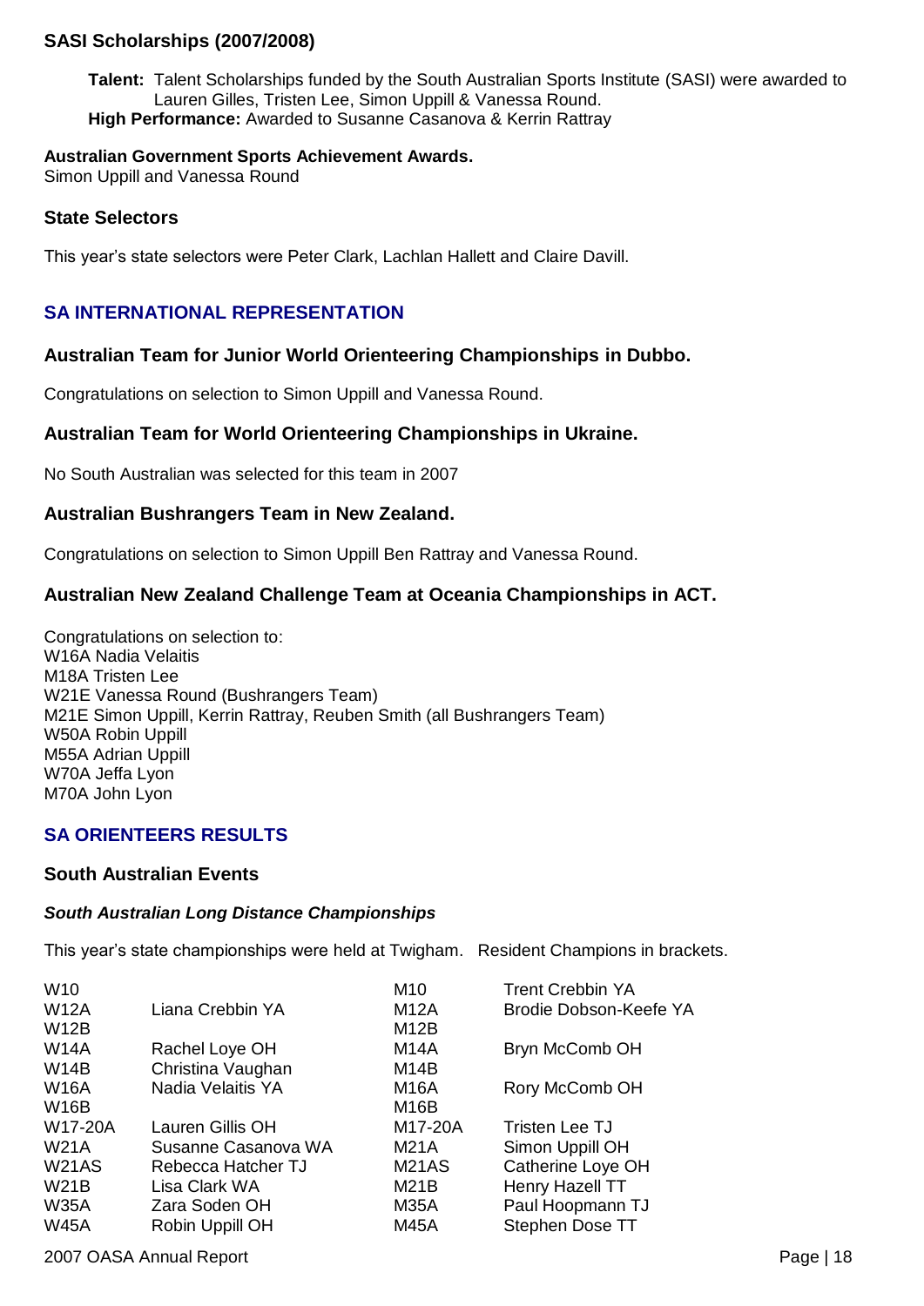### SASI Scholarships (2007/2008)

**Talent:** Talent Scholarships funded by the South Australian Sports Institute (SASI) were awarded to Lauren Gilles, Tristen Lee, Simon Uppill & Vanessa Round.
**High Performance:** Awarded to Susanne Casanova & Kerrin Rattray

**Australian Government Sports Achievement Awards.**
Simon Uppill and Vanessa Round

### State Selectors

This year's state selectors were Peter Clark, Lachlan Hallett and Claire Davill.

## SA INTERNATIONAL REPRESENTATION

### Australian Team for Junior World Orienteering Championships in Dubbo.

Congratulations on selection to Simon Uppill and Vanessa Round.

### Australian Team for World Orienteering Championships in Ukraine.

No South Australian was selected for this team in 2007

### Australian Bushrangers Team in New Zealand.

Congratulations on selection to Simon Uppill Ben Rattray and Vanessa Round.

### Australian New Zealand Challenge Team at Oceania Championships in ACT.

Congratulations on selection to:
W16A Nadia Velaitis
M18A Tristen Lee
W21E Vanessa Round (Bushrangers Team)
M21E Simon Uppill, Kerrin Rattray, Reuben Smith (all Bushrangers Team)
W50A Robin Uppill
M55A Adrian Uppill
W70A Jeffa Lyon
M70A John Lyon

## SA ORIENTEERS RESULTS

### South Australian Events

#### *South Australian Long Distance Championships*

This year's state championships were held at Twigham. Resident Champions in brackets.

| | | | |
|---|---|---|---|
| W10 | | M10 | Trent Crebbin YA |
| W12A | Liana Crebbin YA | M12A | Brodie Dobson-Keefe YA |
| W12B | | M12B | |
| W14A | Rachel Loye OH | M14A | Bryn McComb OH |
| W14B | Christina Vaughan | M14B | |
| W16A | Nadia Velaitis YA | M16A | Rory McComb OH |
| W16B | | M16B | |
| W17-20A | Lauren Gillis OH | M17-20A | Tristen Lee TJ |
| W21A | Susanne Casanova WA | M21A | Simon Uppill OH |
| W21AS | Rebecca Hatcher TJ | M21AS | Catherine Loye OH |
| W21B | Lisa Clark WA | M21B | Henry Hazell TT |
| W35A | Zara Soden OH | M35A | Paul Hoopmann TJ |
| W45A | Robin Uppill OH | M45A | Stephen Dose TT |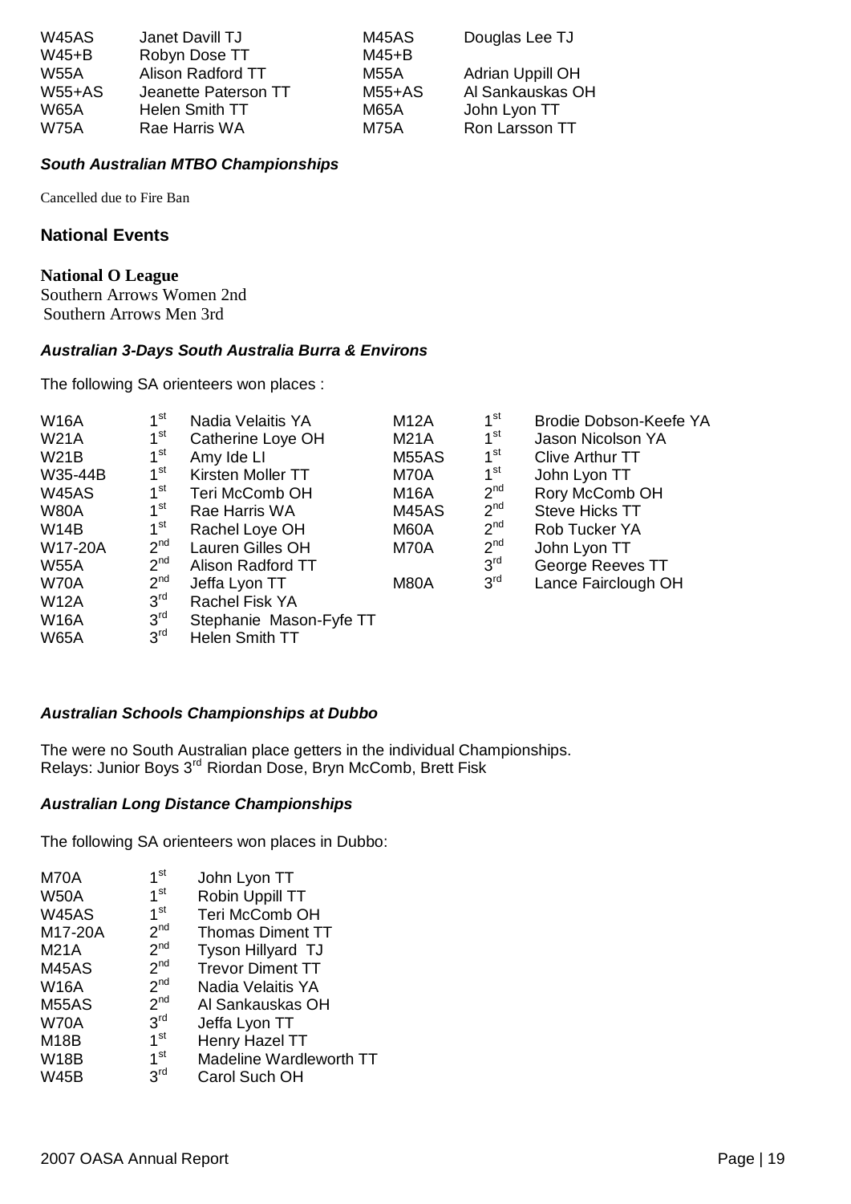| | | | |
|---|---|---|---|
| W45AS | Janet Davill TJ | M45AS | Douglas Lee TJ |
| W45+B | Robyn Dose TT | M45+B | |
| W55A | Alison Radford TT | M55A | Adrian Uppill OH |
| W55+AS | Jeanette Paterson TT | M55+AS | Al Sankauskas OH |
| W65A | Helen Smith TT | M65A | John Lyon TT |
| W75A | Rae Harris WA | M75A | Ron Larsson TT |

***South Australian MTBO Championships***

Cancelled due to Fire Ban

### National Events

**National O League**
Southern Arrows Women 2nd
Southern Arrows Men 3rd

***Australian 3-Days South Australia Burra & Environs***

The following SA orienteers won places :

| | | | | | |
|---|---|---|---|---|---|
| W16A | 1st | Nadia Velaitis YA | M12A | 1st | Brodie Dobson-Keefe YA |
| W21A | 1st | Catherine Loye OH | M21A | 1st | Jason Nicolson YA |
| W21B | 1st | Amy Ide LI | M55AS | 1st | Clive Arthur TT |
| W35-44B | 1st | Kirsten Moller TT | M70A | 1st | John Lyon TT |
| W45AS | 1st | Teri McComb OH | M16A | 2nd | Rory McComb OH |
| W80A | 1st | Rae Harris WA | M45AS | 2nd | Steve Hicks TT |
| W14B | 1st | Rachel Loye OH | M60A | 2nd | Rob Tucker YA |
| W17-20A | 2nd | Lauren Gilles OH | M70A | 2nd | John Lyon TT |
| W55A | 2nd | Alison Radford TT | | 3rd | George Reeves TT |
| W70A | 2nd | Jeffa Lyon TT | M80A | 3rd | Lance Fairclough OH |
| W12A | 3rd | Rachel Fisk YA | | | |
| W16A | 3rd | Stephanie Mason-Fyfe TT | | | |
| W65A | 3rd | Helen Smith TT | | | |

***Australian Schools Championships at Dubbo***

The were no South Australian place getters in the individual Championships.
Relays: Junior Boys 3rd Riordan Dose, Bryn McComb, Brett Fisk

***Australian Long Distance Championships***

The following SA orienteers won places in Dubbo:

| | | |
|---|---|---|
| M70A | 1st | John Lyon TT |
| W50A | 1st | Robin Uppill TT |
| W45AS | 1st | Teri McComb OH |
| M17-20A | 2nd | Thomas Diment TT |
| M21A | 2nd | Tyson Hillyard TJ |
| M45AS | 2nd | Trevor Diment TT |
| W16A | 2nd | Nadia Velaitis YA |
| M55AS | 2nd | Al Sankauskas OH |
| W70A | 3rd | Jeffa Lyon TT |
| M18B | 1st | Henry Hazel TT |
| W18B | 1st | Madeline Wardleworth TT |
| W45B | 3rd | Carol Such OH |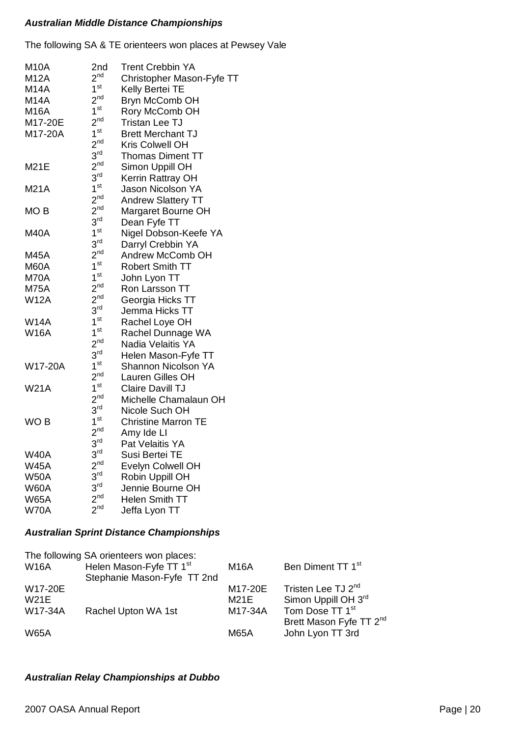***Australian Middle Distance Championships***

The following SA & TE orienteers won places at Pewsey Vale

| | | |
|---|---|---|
| M10A | 2nd | Trent Crebbin YA |
| M12A | 2nd | Christopher Mason-Fyfe TT |
| M14A | 1st | Kelly Bertei TE |
| M14A | 2nd | Bryn McComb OH |
| M16A | 1st | Rory McComb OH |
| M17-20E | 2nd | Tristan Lee TJ |
| M17-20A | 1st | Brett Merchant TJ |
| | 2nd | Kris Colwell OH |
| | 3rd | Thomas Diment TT |
| M21E | 2nd | Simon Uppill OH |
| | 3rd | Kerrin Rattray OH |
| M21A | 1st | Jason Nicolson YA |
| | 2nd | Andrew Slattery TT |
| MO B | 2nd | Margaret Bourne OH |
| | 3rd | Dean Fyfe TT |
| M40A | 1st | Nigel Dobson-Keefe YA |
| | 3rd | Darryl Crebbin YA |
| M45A | 2nd | Andrew McComb OH |
| M60A | 1st | Robert Smith TT |
| M70A | 1st | John Lyon TT |
| M75A | 2nd | Ron Larsson TT |
| W12A | 2nd | Georgia Hicks TT |
| | 3rd | Jemma Hicks TT |
| W14A | 1st | Rachel Loye OH |
| W16A | 1st | Rachel Dunnage WA |
| | 2nd | Nadia Velaitis YA |
| | 3rd | Helen Mason-Fyfe TT |
| W17-20A | 1st | Shannon Nicolson YA |
| | 2nd | Lauren Gilles OH |
| W21A | 1st | Claire Davill TJ |
| | 2nd | Michelle Chamalaun OH |
| | 3rd | Nicole Such OH |
| WO B | 1st | Christine Marron TE |
| | 2nd | Amy Ide LI |
| | 3rd | Pat Velaitis YA |
| W40A | 3rd | Susi Bertei TE |
| W45A | 2nd | Evelyn Colwell OH |
| W50A | 3rd | Robin Uppill OH |
| W60A | 3rd | Jennie Bourne OH |
| W65A | 2nd | Helen Smith TT |
| W70A | 2nd | Jeffa Lyon TT |

***Australian Sprint Distance Championships***

The following SA orienteers won places:

| | | | |
|---|---|---|---|
| W16A | Helen Mason-Fyfe TT 1st<br>Stephanie Mason-Fyfe TT 2nd | M16A | Ben Diment TT 1st |
| W17-20E | | M17-20E | Tristen Lee TJ 2nd |
| W21E | | M21E | Simon Uppill OH 3rd |
| W17-34A | Rachel Upton WA 1st | M17-34A | Tom Dose TT 1st<br>Brett Mason Fyfe TT 2nd |
| W65A | | M65A | John Lyon TT 3rd |

***Australian Relay Championships at Dubbo***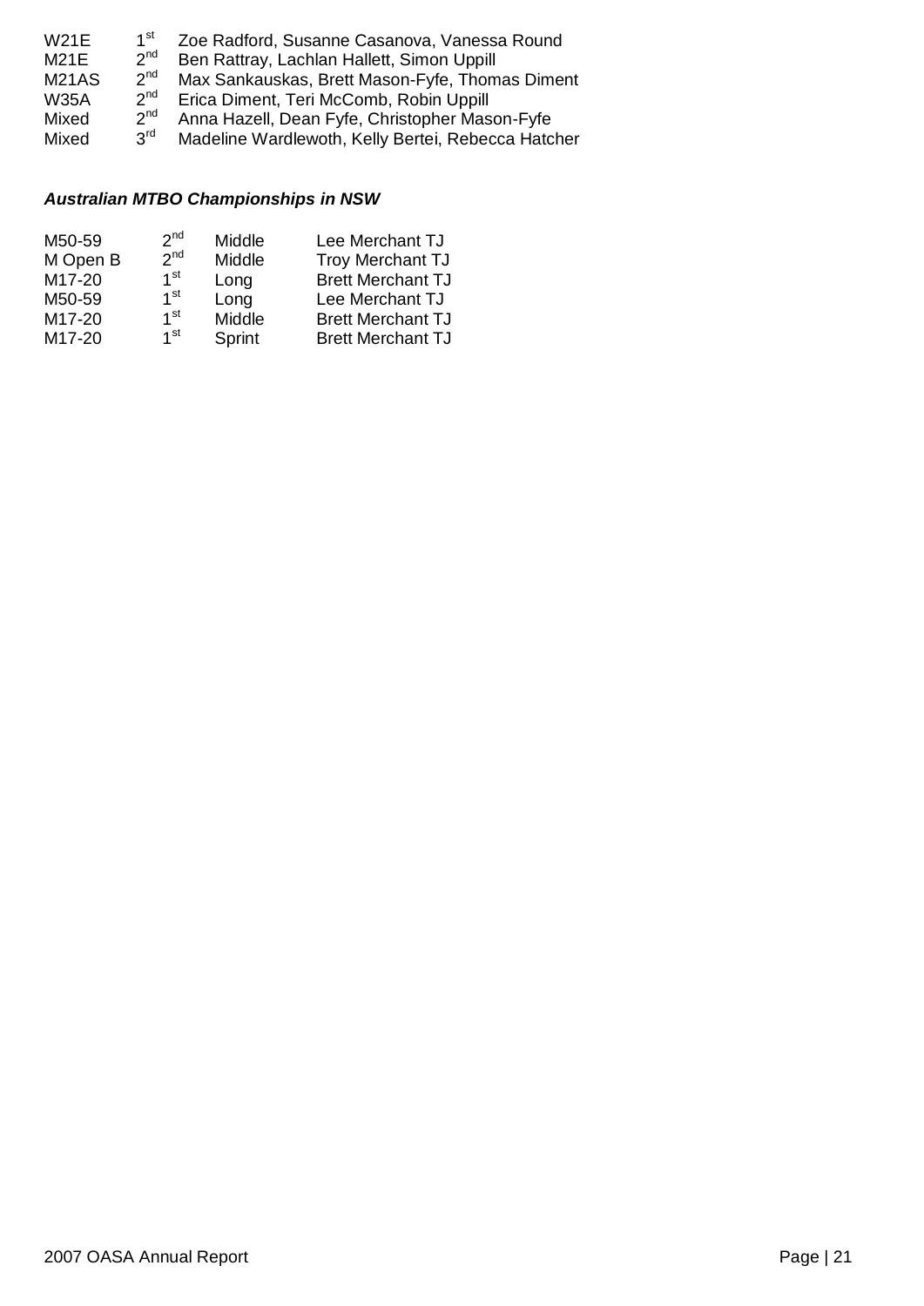| | | |
|---|---|---|
| W21E | 1st | Zoe Radford, Susanne Casanova, Vanessa Round |
| M21E | 2nd | Ben Rattray, Lachlan Hallett, Simon Uppill |
| M21AS | 2nd | Max Sankauskas, Brett Mason-Fyfe, Thomas Diment |
| W35A | 2nd | Erica Diment, Teri McComb, Robin Uppill |
| Mixed | 2nd | Anna Hazell, Dean Fyfe, Christopher Mason-Fyfe |
| Mixed | 3rd | Madeline Wardlewoth, Kelly Bertei, Rebecca Hatcher |

***Australian MTBO Championships in NSW***

| | | | |
|---|---|---|---|
| M50-59 | 2nd | Middle | Lee Merchant TJ |
| M Open B | 2nd | Middle | Troy Merchant TJ |
| M17-20 | 1st | Long | Brett Merchant TJ |
| M50-59 | 1st | Long | Lee Merchant TJ |
| M17-20 | 1st | Middle | Brett Merchant TJ |
| M17-20 | 1st | Sprint | Brett Merchant TJ |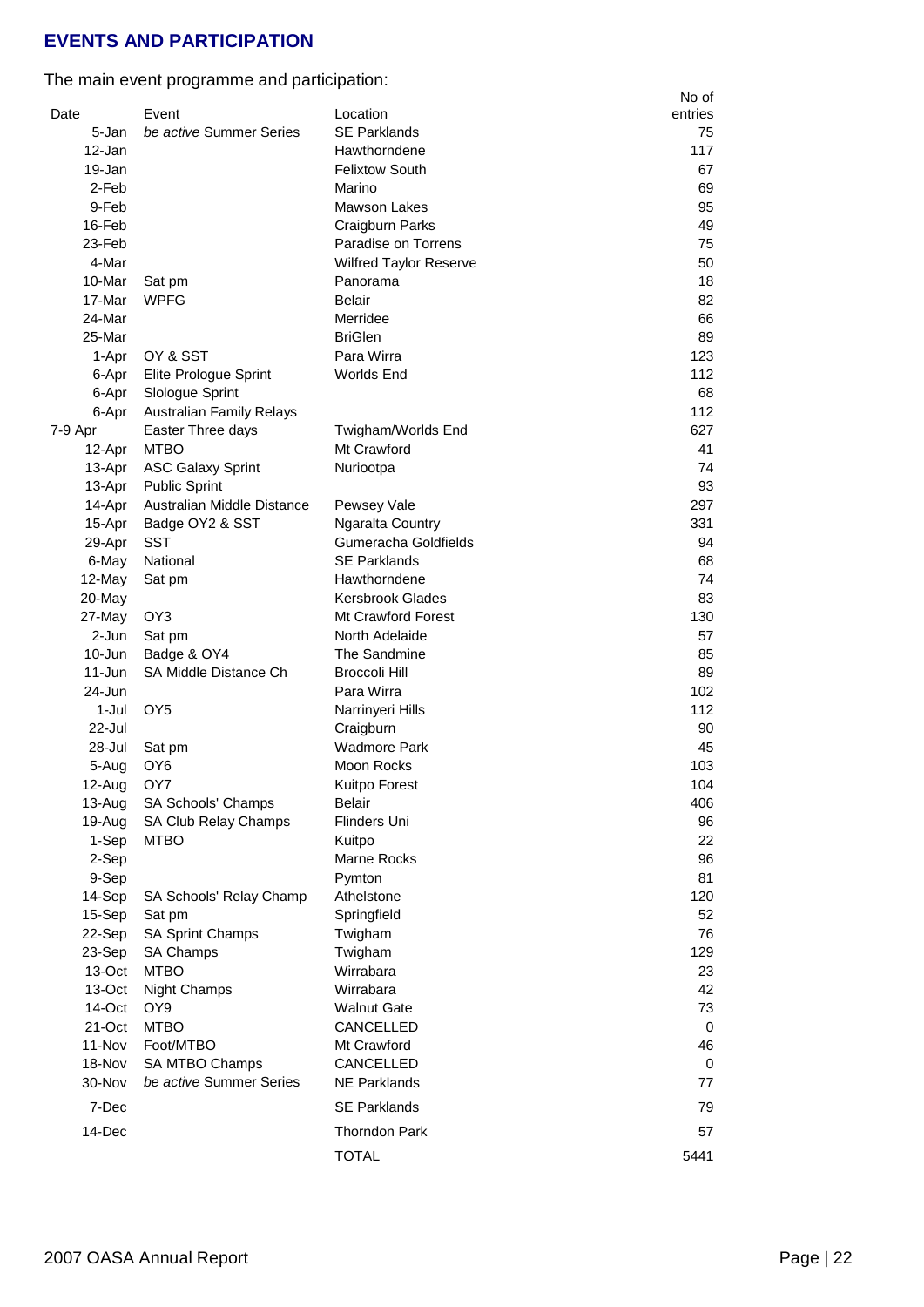## EVENTS AND PARTICIPATION

The main event programme and participation:

| Date | Event | Location | No of entries |
|---|---|---|---|
| 5-Jan | *be active* Summer Series | SE Parklands | 75 |
| 12-Jan | | Hawthorndene | 117 |
| 19-Jan | | Felixtow South | 67 |
| 2-Feb | | Marino | 69 |
| 9-Feb | | Mawson Lakes | 95 |
| 16-Feb | | Craigburn Parks | 49 |
| 23-Feb | | Paradise on Torrens | 75 |
| 4-Mar | | Wilfred Taylor Reserve | 50 |
| 10-Mar | Sat pm | Panorama | 18 |
| 17-Mar | WPFG | Belair | 82 |
| 24-Mar | | Merridee | 66 |
| 25-Mar | | BriGlen | 89 |
| 1-Apr | OY & SST | Para Wirra | 123 |
| 6-Apr | Elite Prologue Sprint | Worlds End | 112 |
| 6-Apr | Slologue Sprint | | 68 |
| 6-Apr | Australian Family Relays | | 112 |
| 7-9 Apr | Easter Three days | Twigham/Worlds End | 627 |
| 12-Apr | MTBO | Mt Crawford | 41 |
| 13-Apr | ASC Galaxy Sprint | Nuriootpa | 74 |
| 13-Apr | Public Sprint | | 93 |
| 14-Apr | Australian Middle Distance | Pewsey Vale | 297 |
| 15-Apr | Badge OY2 & SST | Ngaralta Country | 331 |
| 29-Apr | SST | Gumeracha Goldfields | 94 |
| 6-May | National | SE Parklands | 68 |
| 12-May | Sat pm | Hawthorndene | 74 |
| 20-May | | Kersbrook Glades | 83 |
| 27-May | OY3 | Mt Crawford Forest | 130 |
| 2-Jun | Sat pm | North Adelaide | 57 |
| 10-Jun | Badge & OY4 | The Sandmine | 85 |
| 11-Jun | SA Middle Distance Ch | Broccoli Hill | 89 |
| 24-Jun | | Para Wirra | 102 |
| 1-Jul | OY5 | Narrinyeri Hills | 112 |
| 22-Jul | | Craigburn | 90 |
| 28-Jul | Sat pm | Wadmore Park | 45 |
| 5-Aug | OY6 | Moon Rocks | 103 |
| 12-Aug | OY7 | Kuitpo Forest | 104 |
| 13-Aug | SA Schools' Champs | Belair | 406 |
| 19-Aug | SA Club Relay Champs | Flinders Uni | 96 |
| 1-Sep | MTBO | Kuitpo | 22 |
| 2-Sep | | Marne Rocks | 96 |
| 9-Sep | | Pymton | 81 |
| 14-Sep | SA Schools' Relay Champ | Athelstone | 120 |
| 15-Sep | Sat pm | Springfield | 52 |
| 22-Sep | SA Sprint Champs | Twigham | 76 |
| 23-Sep | SA Champs | Twigham | 129 |
| 13-Oct | MTBO | Wirrabara | 23 |
| 13-Oct | Night Champs | Wirrabara | 42 |
| 14-Oct | OY9 | Walnut Gate | 73 |
| 21-Oct | MTBO | CANCELLED | 0 |
| 11-Nov | Foot/MTBO | Mt Crawford | 46 |
| 18-Nov | SA MTBO Champs | CANCELLED | 0 |
| 30-Nov | *be active* Summer Series | NE Parklands | 77 |
| 7-Dec | | SE Parklands | 79 |
| 14-Dec | | Thorndon Park | 57 |
| | | TOTAL | 5441 |